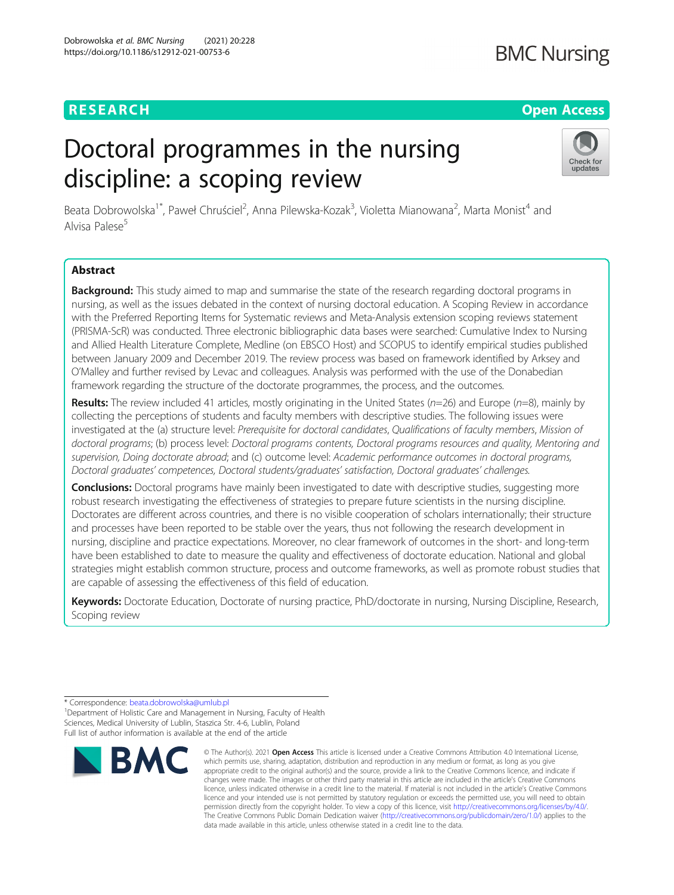RESEARCH | Open Access

# Doctoral programmes in the nursing discipline: a scoping review

Beata Dobrowolska[1*], Paweł Chruściel[2], Anna Pilewska-Kozak[3], Violetta Mianowana[2], Marta Monist[4] and Alvisa Palese[5]

## Abstract

**Background:** This study aimed to map and summarise the state of the research regarding doctoral programs in nursing, as well as the issues debated in the context of nursing doctoral education. A Scoping Review in accordance with the Preferred Reporting Items for Systematic reviews and Meta-Analysis extension scoping reviews statement (PRISMA-ScR) was conducted. Three electronic bibliographic data bases were searched: Cumulative Index to Nursing and Allied Health Literature Complete, Medline (on EBSCO Host) and SCOPUS to identify empirical studies published between January 2009 and December 2019. The review process was based on framework identified by Arksey and O'Malley and further revised by Levac and colleagues. Analysis was performed with the use of the Donabedian framework regarding the structure of the doctorate programmes, the process, and the outcomes.

**Results:** The review included 41 articles, mostly originating in the United States (*n*=26) and Europe (*n*=8), mainly by collecting the perceptions of students and faculty members with descriptive studies. The following issues were investigated at the (a) structure level: *Prerequisite for doctoral candidates*, *Qualifications of faculty members*, *Mission of doctoral programs*; (b) process level: *Doctoral programs contents, Doctoral programs resources and quality, Mentoring and supervision, Doing doctorate abroad*; and (c) outcome level: *Academic performance outcomes in doctoral programs, Doctoral graduates' competences, Doctoral students/graduates' satisfaction, Doctoral graduates' challenges.*

**Conclusions:** Doctoral programs have mainly been investigated to date with descriptive studies, suggesting more robust research investigating the effectiveness of strategies to prepare future scientists in the nursing discipline. Doctorates are different across countries, and there is no visible cooperation of scholars internationally; their structure and processes have been reported to be stable over the years, thus not following the research development in nursing, discipline and practice expectations. Moreover, no clear framework of outcomes in the short- and long-term have been established to date to measure the quality and effectiveness of doctorate education. National and global strategies might establish common structure, process and outcome frameworks, as well as promote robust studies that are capable of assessing the effectiveness of this field of education.

**Keywords:** Doctorate Education, Doctorate of nursing practice, PhD/doctorate in nursing, Nursing Discipline, Research, Scoping review

---

\* Correspondence: beata.dobrowolska@umlub.pl

[1]Department of Holistic Care and Management in Nursing, Faculty of Health Sciences, Medical University of Lublin, Staszica Str. 4-6, Lublin, Poland

Full list of author information is available at the end of the article

© The Author(s). 2021 **Open Access** This article is licensed under a Creative Commons Attribution 4.0 International License, which permits use, sharing, adaptation, distribution and reproduction in any medium or format, as long as you give appropriate credit to the original author(s) and the source, provide a link to the Creative Commons licence, and indicate if changes were made. The images or other third party material in this article are included in the article's Creative Commons licence, unless indicated otherwise in a credit line to the material. If material is not included in the article's Creative Commons licence and your intended use is not permitted by statutory regulation or exceeds the permitted use, you will need to obtain permission directly from the copyright holder. To view a copy of this licence, visit http://creativecommons.org/licenses/by/4.0/. The Creative Commons Public Domain Dedication waiver (http://creativecommons.org/publicdomain/zero/1.0/) applies to the data made available in this article, unless otherwise stated in a credit line to the data.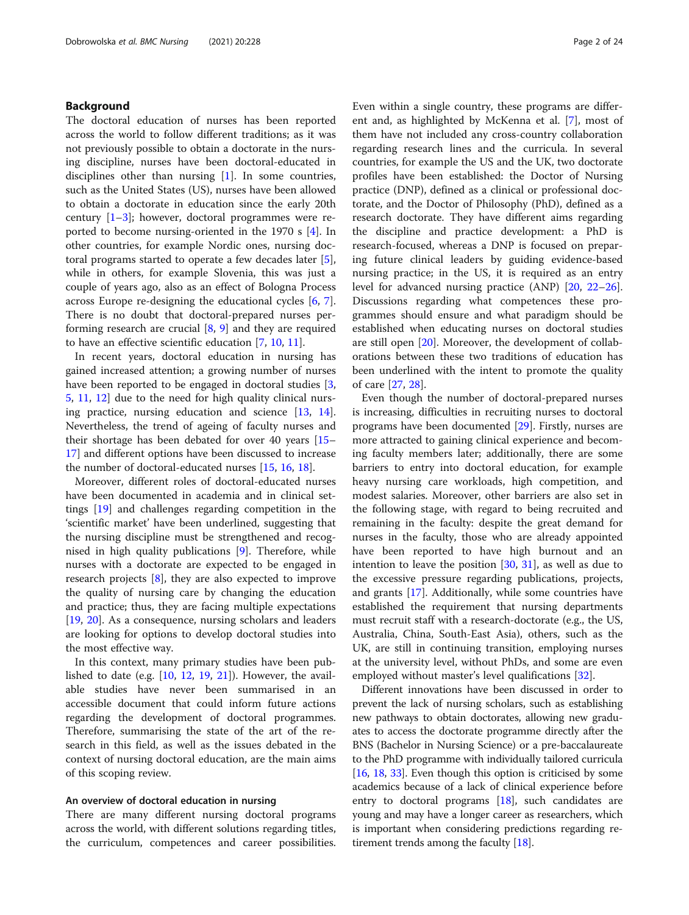## Background

The doctoral education of nurses has been reported across the world to follow different traditions; as it was not previously possible to obtain a doctorate in the nursing discipline, nurses have been doctoral-educated in disciplines other than nursing [1]. In some countries, such as the United States (US), nurses have been allowed to obtain a doctorate in education since the early 20th century [1–3]; however, doctoral programmes were reported to become nursing-oriented in the 1970 s [4]. In other countries, for example Nordic ones, nursing doctoral programs started to operate a few decades later [5], while in others, for example Slovenia, this was just a couple of years ago, also as an effect of Bologna Process across Europe re-designing the educational cycles [6, 7]. There is no doubt that doctoral-prepared nurses performing research are crucial [8, 9] and they are required to have an effective scientific education [7, 10, 11].

In recent years, doctoral education in nursing has gained increased attention; a growing number of nurses have been reported to be engaged in doctoral studies [3, 5, 11, 12] due to the need for high quality clinical nursing practice, nursing education and science [13, 14]. Nevertheless, the trend of ageing of faculty nurses and their shortage has been debated for over 40 years [15–17] and different options have been discussed to increase the number of doctoral-educated nurses [15, 16, 18].

Moreover, different roles of doctoral-educated nurses have been documented in academia and in clinical settings [19] and challenges regarding competition in the 'scientific market' have been underlined, suggesting that the nursing discipline must be strengthened and recognised in high quality publications [9]. Therefore, while nurses with a doctorate are expected to be engaged in research projects [8], they are also expected to improve the quality of nursing care by changing the education and practice; thus, they are facing multiple expectations [19, 20]. As a consequence, nursing scholars and leaders are looking for options to develop doctoral studies into the most effective way.

In this context, many primary studies have been published to date (e.g. [10, 12, 19, 21]). However, the available studies have never been summarised in an accessible document that could inform future actions regarding the development of doctoral programmes. Therefore, summarising the state of the art of the research in this field, as well as the issues debated in the context of nursing doctoral education, are the main aims of this scoping review.

### An overview of doctoral education in nursing

There are many different nursing doctoral programs across the world, with different solutions regarding titles, the curriculum, competences and career possibilities. Even within a single country, these programs are different and, as highlighted by McKenna et al. [7], most of them have not included any cross-country collaboration regarding research lines and the curricula. In several countries, for example the US and the UK, two doctorate profiles have been established: the Doctor of Nursing practice (DNP), defined as a clinical or professional doctorate, and the Doctor of Philosophy (PhD), defined as a research doctorate. They have different aims regarding the discipline and practice development: a PhD is research-focused, whereas a DNP is focused on preparing future clinical leaders by guiding evidence-based nursing practice; in the US, it is required as an entry level for advanced nursing practice (ANP) [20, 22–26]. Discussions regarding what competences these programmes should ensure and what paradigm should be established when educating nurses on doctoral studies are still open [20]. Moreover, the development of collaborations between these two traditions of education has been underlined with the intent to promote the quality of care [27, 28].

Even though the number of doctoral-prepared nurses is increasing, difficulties in recruiting nurses to doctoral programs have been documented [29]. Firstly, nurses are more attracted to gaining clinical experience and becoming faculty members later; additionally, there are some barriers to entry into doctoral education, for example heavy nursing care workloads, high competition, and modest salaries. Moreover, other barriers are also set in the following stage, with regard to being recruited and remaining in the faculty: despite the great demand for nurses in the faculty, those who are already appointed have been reported to have high burnout and an intention to leave the position [30, 31], as well as due to the excessive pressure regarding publications, projects, and grants [17]. Additionally, while some countries have established the requirement that nursing departments must recruit staff with a research-doctorate (e.g., the US, Australia, China, South-East Asia), others, such as the UK, are still in continuing transition, employing nurses at the university level, without PhDs, and some are even employed without master's level qualifications [32].

Different innovations have been discussed in order to prevent the lack of nursing scholars, such as establishing new pathways to obtain doctorates, allowing new graduates to access the doctorate programme directly after the BNS (Bachelor in Nursing Science) or a pre-baccalaureate to the PhD programme with individually tailored curricula [16, 18, 33]. Even though this option is criticised by some academics because of a lack of clinical experience before entry to doctoral programs [18], such candidates are young and may have a longer career as researchers, which is important when considering predictions regarding retirement trends among the faculty [18].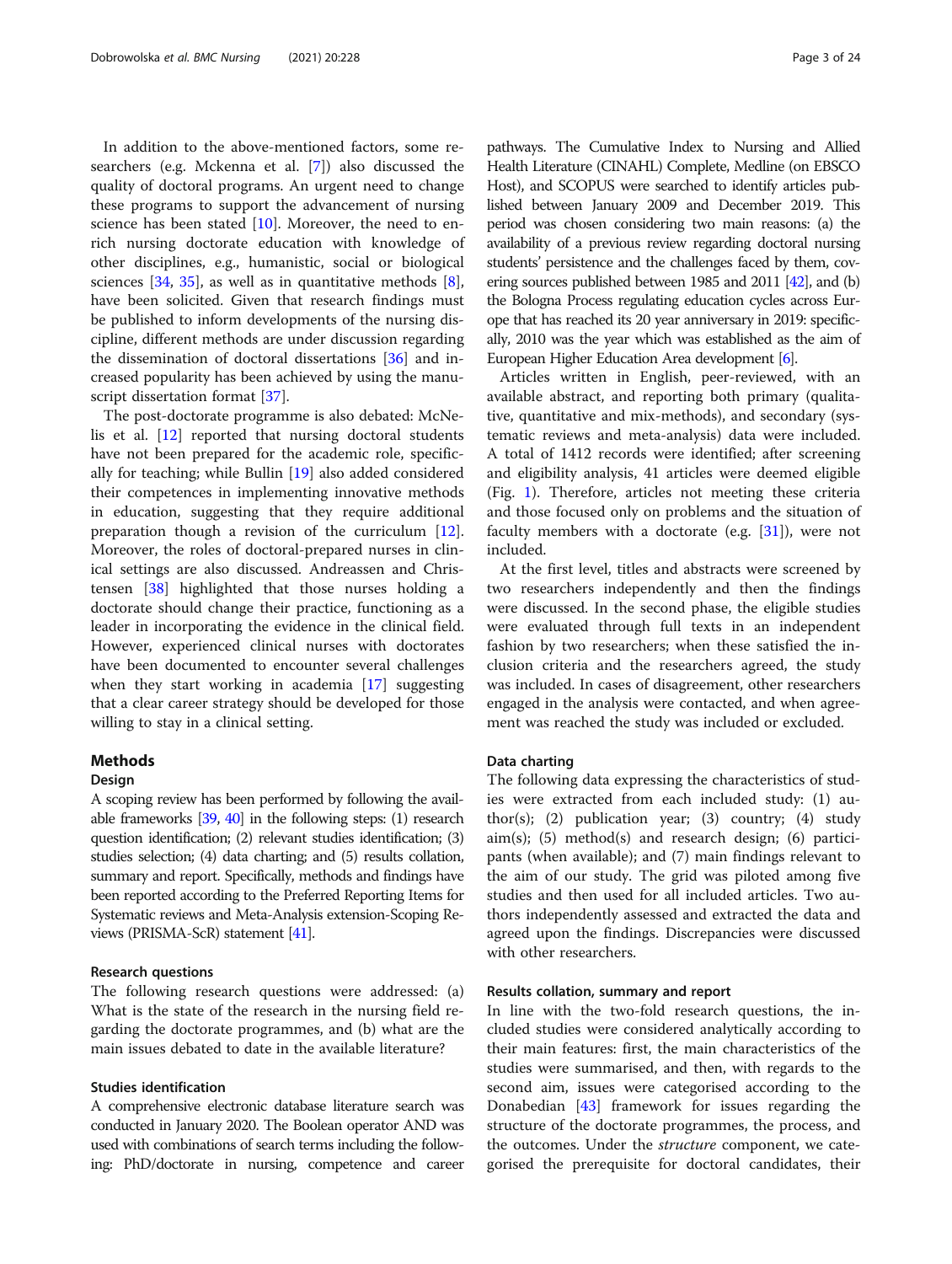In addition to the above-mentioned factors, some researchers (e.g. Mckenna et al. [7]) also discussed the quality of doctoral programs. An urgent need to change these programs to support the advancement of nursing science has been stated [10]. Moreover, the need to enrich nursing doctorate education with knowledge of other disciplines, e.g., humanistic, social or biological sciences [34, 35], as well as in quantitative methods [8], have been solicited. Given that research findings must be published to inform developments of the nursing discipline, different methods are under discussion regarding the dissemination of doctoral dissertations [36] and increased popularity has been achieved by using the manuscript dissertation format [37].

The post-doctorate programme is also debated: McNelis et al. [12] reported that nursing doctoral students have not been prepared for the academic role, specifically for teaching; while Bullin [19] also added considered their competences in implementing innovative methods in education, suggesting that they require additional preparation though a revision of the curriculum [12]. Moreover, the roles of doctoral-prepared nurses in clinical settings are also discussed. Andreassen and Christensen [38] highlighted that those nurses holding a doctorate should change their practice, functioning as a leader in incorporating the evidence in the clinical field. However, experienced clinical nurses with doctorates have been documented to encounter several challenges when they start working in academia [17] suggesting that a clear career strategy should be developed for those willing to stay in a clinical setting.

## Methods

### Design

A scoping review has been performed by following the available frameworks [39, 40] in the following steps: (1) research question identification; (2) relevant studies identification; (3) studies selection; (4) data charting; and (5) results collation, summary and report. Specifically, methods and findings have been reported according to the Preferred Reporting Items for Systematic reviews and Meta-Analysis extension-Scoping Reviews (PRISMA-ScR) statement [41].

### Research questions

The following research questions were addressed: (a) What is the state of the research in the nursing field regarding the doctorate programmes, and (b) what are the main issues debated to date in the available literature?

### Studies identification

A comprehensive electronic database literature search was conducted in January 2020. The Boolean operator AND was used with combinations of search terms including the following: PhD/doctorate in nursing, competence and career pathways. The Cumulative Index to Nursing and Allied Health Literature (CINAHL) Complete, Medline (on EBSCO Host), and SCOPUS were searched to identify articles published between January 2009 and December 2019. This period was chosen considering two main reasons: (a) the availability of a previous review regarding doctoral nursing students' persistence and the challenges faced by them, covering sources published between 1985 and 2011 [42], and (b) the Bologna Process regulating education cycles across Europe that has reached its 20 year anniversary in 2019: specifically, 2010 was the year which was established as the aim of European Higher Education Area development [6].

Articles written in English, peer-reviewed, with an available abstract, and reporting both primary (qualitative, quantitative and mix-methods), and secondary (systematic reviews and meta-analysis) data were included. A total of 1412 records were identified; after screening and eligibility analysis, 41 articles were deemed eligible (Fig. 1). Therefore, articles not meeting these criteria and those focused only on problems and the situation of faculty members with a doctorate (e.g. [31]), were not included.

At the first level, titles and abstracts were screened by two researchers independently and then the findings were discussed. In the second phase, the eligible studies were evaluated through full texts in an independent fashion by two researchers; when these satisfied the inclusion criteria and the researchers agreed, the study was included. In cases of disagreement, other researchers engaged in the analysis were contacted, and when agreement was reached the study was included or excluded.

### Data charting

The following data expressing the characteristics of studies were extracted from each included study: (1) author(s); (2) publication year; (3) country; (4) study aim(s); (5) method(s) and research design; (6) participants (when available); and (7) main findings relevant to the aim of our study. The grid was piloted among five studies and then used for all included articles. Two authors independently assessed and extracted the data and agreed upon the findings. Discrepancies were discussed with other researchers.

### Results collation, summary and report

In line with the two-fold research questions, the included studies were considered analytically according to their main features: first, the main characteristics of the studies were summarised, and then, with regards to the second aim, issues were categorised according to the Donabedian [43] framework for issues regarding the structure of the doctorate programmes, the process, and the outcomes. Under the *structure* component, we categorised the prerequisite for doctoral candidates, their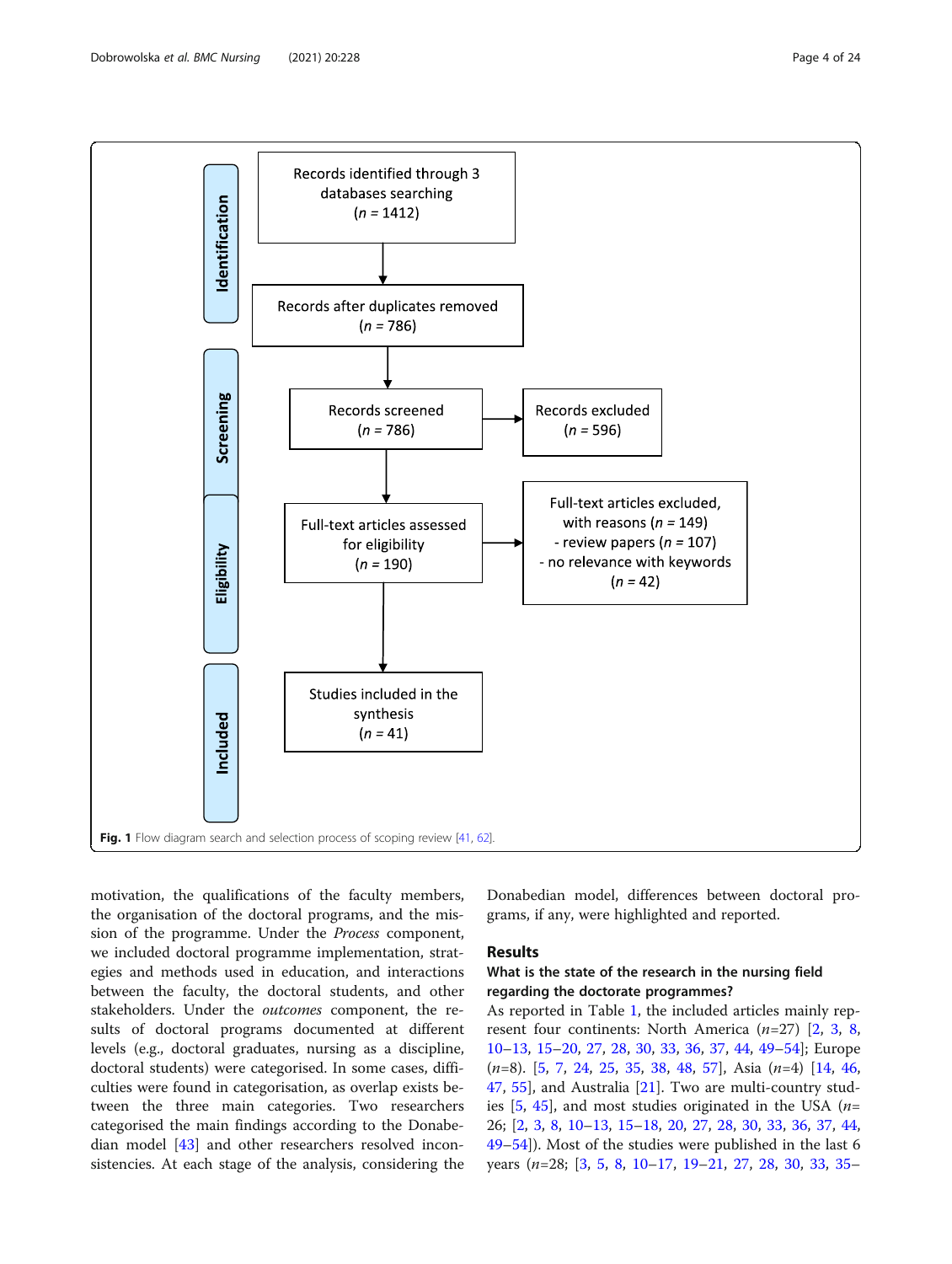**Identification**

Records identified through 3 databases searching
($n$ = 1412)

↓

Records after duplicates removed
($n$ = 786)

**Screening**

Records screened
($n$ = 786)

→ Records excluded
($n$ = 596)

**Eligibility**

Full-text articles assessed for eligibility
($n$ = 190)

→ Full-text articles excluded, with reasons ($n$ = 149)
- review papers ($n$ = 107)
- no relevance with keywords ($n$ = 42)

**Included**

Studies included in the synthesis
($n$ = 41)

**Fig. 1** Flow diagram search and selection process of scoping review [41, 62].

motivation, the qualifications of the faculty members, the organisation of the doctoral programs, and the mission of the programme. Under the *Process* component, we included doctoral programme implementation, strategies and methods used in education, and interactions between the faculty, the doctoral students, and other stakeholders. Under the *outcomes* component, the results of doctoral programs documented at different levels (e.g., doctoral graduates, nursing as a discipline, doctoral students) were categorised. In some cases, difficulties were found in categorisation, as overlap exists between the three main categories. Two researchers categorised the main findings according to the Donabedian model [43] and other researchers resolved inconsistencies. At each stage of the analysis, considering the Donabedian model, differences between doctoral programs, if any, were highlighted and reported.

## Results

### What is the state of the research in the nursing field regarding the doctorate programmes?

As reported in Table 1, the included articles mainly represent four continents: North America ($n$=27) [2, 3, 8, 10–13, 15–20, 27, 28, 30, 33, 36, 37, 44, 49–54]; Europe ($n$=8). [5, 7, 24, 25, 35, 38, 48, 57], Asia ($n$=4) [14, 46, 47, 55], and Australia [21]. Two are multi-country studies [5, 45], and most studies originated in the USA ($n$= 26; [2, 3, 8, 10–13, 15–18, 20, 27, 28, 30, 33, 36, 37, 44, 49–54]). Most of the studies were published in the last 6 years ($n$=28; [3, 5, 8, 10–17, 19–21, 27, 28, 30, 33, 35–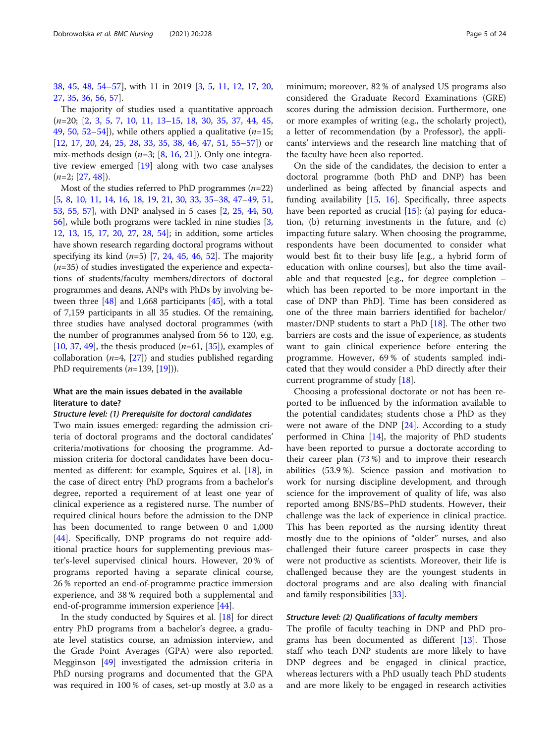38, 45, 48, 54–57], with 11 in 2019 [3, 5, 11, 12, 17, 20, 27, 35, 36, 56, 57].

The majority of studies used a quantitative approach (*n*=20; [2, 3, 5, 7, 10, 11, 13–15, 18, 30, 35, 37, 44, 45, 49, 50, 52–54]), while others applied a qualitative (*n*=15; [12, 17, 20, 24, 25, 28, 33, 35, 38, 46, 47, 51, 55–57]) or mix-methods design (*n*=3; [8, 16, 21]). Only one integrative review emerged [19] along with two case analyses (*n*=2; [27, 48]).

Most of the studies referred to PhD programmes (*n*=22) [5, 8, 10, 11, 14, 16, 18, 19, 21, 30, 33, 35–38, 47–49, 51, 53, 55, 57], with DNP analysed in 5 cases [2, 25, 44, 50, 56], while both programs were tackled in nine studies [3, 12, 13, 15, 17, 20, 27, 28, 54]; in addition, some articles have shown research regarding doctoral programs without specifying its kind (*n*=5) [7, 24, 45, 46, 52]. The majority (*n*=35) of studies investigated the experience and expectations of students/faculty members/directors of doctoral programmes and deans, ANPs with PhDs by involving between three [48] and 1,668 participants [45], with a total of 7,159 participants in all 35 studies. Of the remaining, three studies have analysed doctoral programmes (with the number of programmes analysed from 56 to 120, e.g. [10, 37, 49]), the thesis produced (*n*=61, [35]), examples of collaboration (*n*=4, [27]) and studies published regarding PhD requirements (*n*=139, [19])).

### What are the main issues debated in the available literature to date?

#### *Structure level: (1) Prerequisite for doctoral candidates*

Two main issues emerged: regarding the admission criteria of doctoral programs and the doctoral candidates' criteria/motivations for choosing the programme. Admission criteria for doctoral candidates have been documented as different: for example, Squires et al. [18], in the case of direct entry PhD programs from a bachelor's degree, reported a requirement of at least one year of clinical experience as a registered nurse. The number of required clinical hours before the admission to the DNP has been documented to range between 0 and 1,000 [44]. Specifically, DNP programs do not require additional practice hours for supplementing previous master's-level supervised clinical hours. However, 20 % of programs reported having a separate clinical course, 26 % reported an end-of-programme practice immersion experience, and 38 % required both a supplemental and end-of-programme immersion experience [44].

In the study conducted by Squires et al. [18] for direct entry PhD programs from a bachelor's degree, a graduate level statistics course, an admission interview, and the Grade Point Averages (GPA) were also reported. Megginson [49] investigated the admission criteria in PhD nursing programs and documented that the GPA was required in 100 % of cases, set-up mostly at 3.0 as a minimum; moreover, 82 % of analysed US programs also considered the Graduate Record Examinations (GRE) scores during the admission decision. Furthermore, one or more examples of writing (e.g., the scholarly project), a letter of recommendation (by a Professor), the applicants' interviews and the research line matching that of the faculty have been also reported.

On the side of the candidates, the decision to enter a doctoral programme (both PhD and DNP) has been underlined as being affected by financial aspects and funding availability [15, 16]. Specifically, three aspects have been reported as crucial [15]: (a) paying for education, (b) returning investments in the future, and (c) impacting future salary. When choosing the programme, respondents have been documented to consider what would best fit to their busy life [e.g., a hybrid form of education with online courses], but also the time available and that requested [e.g., for degree completion – which has been reported to be more important in the case of DNP than PhD]. Time has been considered as one of the three main barriers identified for bachelor/master/DNP students to start a PhD [18]. The other two barriers are costs and the issue of experience, as students want to gain clinical experience before entering the programme. However, 69 % of students sampled indicated that they would consider a PhD directly after their current programme of study [18].

Choosing a professional doctorate or not has been reported to be influenced by the information available to the potential candidates; students chose a PhD as they were not aware of the DNP [24]. According to a study performed in China [14], the majority of PhD students have been reported to pursue a doctorate according to their career plan (73 %) and to improve their research abilities (53.9 %). Science passion and motivation to work for nursing discipline development, and through science for the improvement of quality of life, was also reported among BNS/BS–PhD students. However, their challenge was the lack of experience in clinical practice. This has been reported as the nursing identity threat mostly due to the opinions of "older" nurses, and also challenged their future career prospects in case they were not productive as scientists. Moreover, their life is challenged because they are the youngest students in doctoral programs and are also dealing with financial and family responsibilities [33].

#### *Structure level: (2) Qualifications of faculty members*

The profile of faculty teaching in DNP and PhD programs has been documented as different [13]. Those staff who teach DNP students are more likely to have DNP degrees and be engaged in clinical practice, whereas lecturers with a PhD usually teach PhD students and are more likely to be engaged in research activities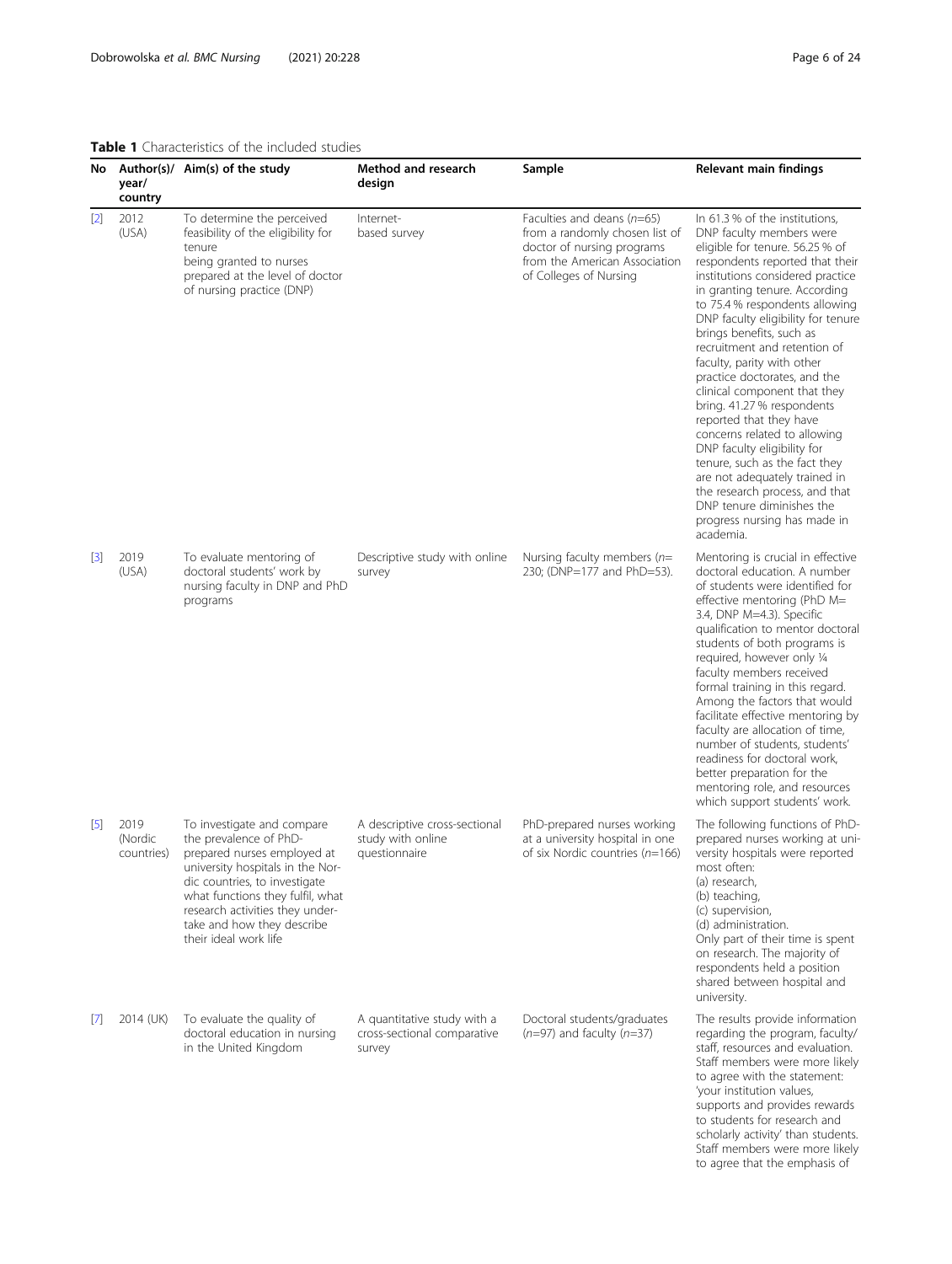**Table 1** Characteristics of the included studies

| No | Author(s)/ year/ country | Aim(s) of the study | Method and research design | Sample | Relevant main findings |
|---|---|---|---|---|---|
| [2] | 2012 (USA) | To determine the perceived feasibility of the eligibility for tenure being granted to nurses prepared at the level of doctor of nursing practice (DNP) | Internet-based survey | Faculties and deans (*n*=65) from a randomly chosen list of doctor of nursing programs from the American Association of Colleges of Nursing | In 61.3 % of the institutions, DNP faculty members were eligible for tenure. 56.25 % of respondents reported that their institutions considered practice in granting tenure. According to 75.4 % respondents allowing DNP faculty eligibility for tenure brings benefits, such as recruitment and retention of faculty, parity with other practice doctorates, and the clinical component that they bring. 41.27 % respondents reported that they have concerns related to allowing DNP faculty eligibility for tenure, such as the fact they are not adequately trained in the research process, and that DNP tenure diminishes the progress nursing has made in academia. |
| [3] | 2019 (USA) | To evaluate mentoring of doctoral students' work by nursing faculty in DNP and PhD programs | Descriptive study with online survey | Nursing faculty members (*n*= 230; (DNP=177 and PhD=53). | Mentoring is crucial in effective doctoral education. A number of students were identified for effective mentoring (PhD M= 3.4, DNP M=4.3). Specific qualification to mentor doctoral students of both programs is required, however only ¼ faculty members received formal training in this regard. Among the factors that would facilitate effective mentoring by faculty are allocation of time, number of students, students' readiness for doctoral work, better preparation for the mentoring role, and resources which support students' work. |
| [5] | 2019 (Nordic countries) | To investigate and compare the prevalence of PhD-prepared nurses employed at university hospitals in the Nordic countries, to investigate what functions they fulfil, what research activities they undertake and how they describe their ideal work life | A descriptive cross-sectional study with online questionnaire | PhD-prepared nurses working at a university hospital in one of six Nordic countries (*n*=166) | The following functions of PhD-prepared nurses working at university hospitals were reported most often:<br>(a) research,<br>(b) teaching,<br>(c) supervision,<br>(d) administration.<br>Only part of their time is spent on research. The majority of respondents held a position shared between hospital and university. |
| [7] | 2014 (UK) | To evaluate the quality of doctoral education in nursing in the United Kingdom | A quantitative study with a cross-sectional comparative survey | Doctoral students/graduates (*n*=97) and faculty (*n*=37) | The results provide information regarding the program, faculty/ staff, resources and evaluation. Staff members were more likely to agree with the statement: 'your institution values, supports and provides rewards to students for research and scholarly activity' than students. Staff members were more likely to agree that the emphasis of |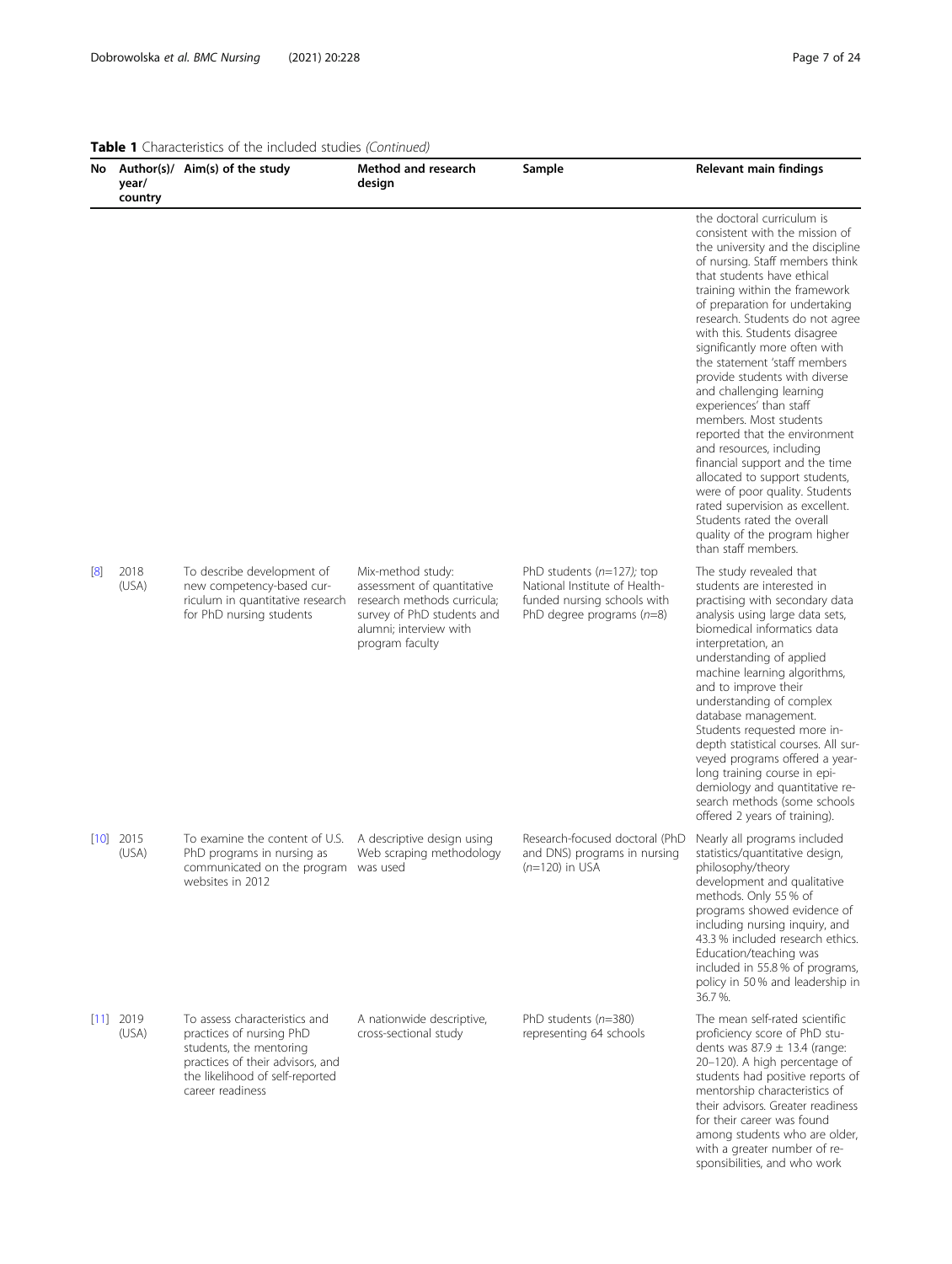**Table 1** Characteristics of the included studies *(Continued)*

| No | Author(s)/ year/ country | Aim(s) of the study | Method and research design | Sample | Relevant main findings |
|---|---|---|---|---|---|
| | | | | | the doctoral curriculum is consistent with the mission of the university and the discipline of nursing. Staff members think that students have ethical training within the framework of preparation for undertaking research. Students do not agree with this. Students disagree significantly more often with the statement 'staff members provide students with diverse and challenging learning experiences' than staff members. Most students reported that the environment and resources, including financial support and the time allocated to support students, were of poor quality. Students rated supervision as excellent. Students rated the overall quality of the program higher than staff members. |
| [8] | 2018 (USA) | To describe development of new competency-based curriculum in quantitative research for PhD nursing students | Mix-method study: assessment of quantitative research methods curricula; survey of PhD students and alumni; interview with program faculty | PhD students (*n*=127); top National Institute of Health-funded nursing schools with PhD degree programs (*n*=8) | The study revealed that students are interested in practising with secondary data analysis using large data sets, biomedical informatics data interpretation, an understanding of applied machine learning algorithms, and to improve their understanding of complex database management. Students requested more in-depth statistical courses. All surveyed programs offered a year-long training course in epidemiology and quantitative research methods (some schools offered 2 years of training). |
| [10] | 2015 (USA) | To examine the content of U.S. PhD programs in nursing as communicated on the program websites in 2012 | A descriptive design using Web scraping methodology was used | Research-focused doctoral (PhD and DNS) programs in nursing (*n*=120) in USA | Nearly all programs included statistics/quantitative design, philosophy/theory development and qualitative methods. Only 55 % of programs showed evidence of including nursing inquiry, and 43.3 % included research ethics. Education/teaching was included in 55.8 % of programs, policy in 50 % and leadership in 36.7 %. |
| [11] | 2019 (USA) | To assess characteristics and practices of nursing PhD students, the mentoring practices of their advisors, and the likelihood of self-reported career readiness | A nationwide descriptive, cross-sectional study | PhD students (*n*=380) representing 64 schools | The mean self-rated scientific proficiency score of PhD students was 87.9 ± 13.4 (range: 20–120). A high percentage of students had positive reports of mentorship characteristics of their advisors. Greater readiness for their career was found among students who are older, with a greater number of responsibilities, and who work |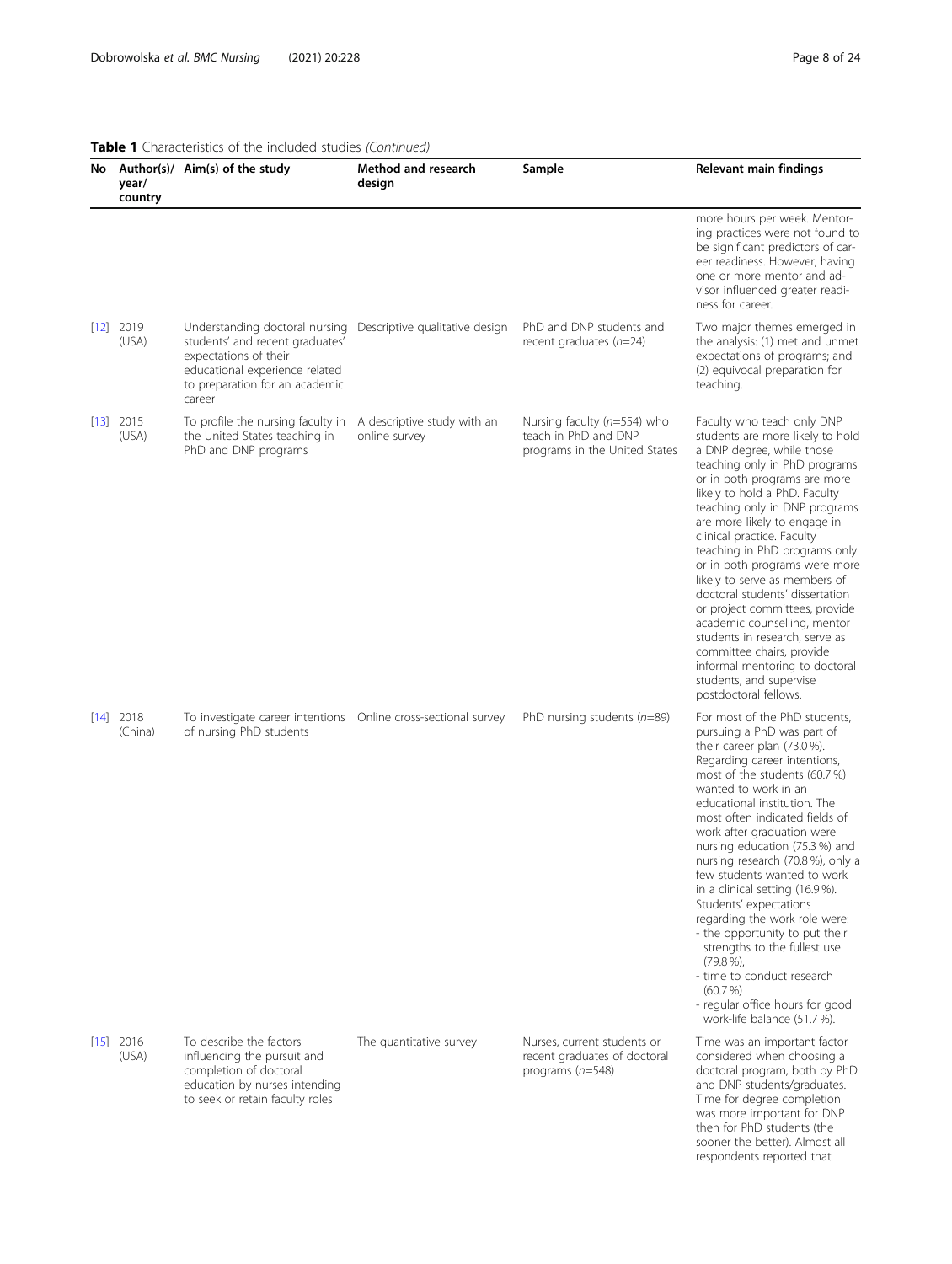**Table 1** Characteristics of the included studies *(Continued)*

| No | Author(s)/ year/ country | Aim(s) of the study | Method and research design | Sample | Relevant main findings |
|---|---|---|---|---|---|
| | | | | | more hours per week. Mentoring practices were not found to be significant predictors of career readiness. However, having one or more mentor and advisor influenced greater readiness for career. |
| [12] | 2019 (USA) | Understanding doctoral nursing students' and recent graduates' expectations of their educational experience related to preparation for an academic career | Descriptive qualitative design | PhD and DNP students and recent graduates (*n*=24) | Two major themes emerged in the analysis: (1) met and unmet expectations of programs; and (2) equivocal preparation for teaching. |
| [13] | 2015 (USA) | To profile the nursing faculty in the United States teaching in PhD and DNP programs | A descriptive study with an online survey | Nursing faculty (*n*=554) who teach in PhD and DNP programs in the United States | Faculty who teach only DNP students are more likely to hold a DNP degree, while those teaching only in PhD programs or in both programs are more likely to hold a PhD. Faculty teaching only in DNP programs are more likely to engage in clinical practice. Faculty teaching in PhD programs only or in both programs were more likely to serve as members of doctoral students' dissertation or project committees, provide academic counselling, mentor students in research, serve as committee chairs, provide informal mentoring to doctoral students, and supervise postdoctoral fellows. |
| [14] | 2018 (China) | To investigate career intentions of nursing PhD students | Online cross-sectional survey | PhD nursing students (*n*=89) | For most of the PhD students, pursuing a PhD was part of their career plan (73.0 %). Regarding career intentions, most of the students (60.7 %) wanted to work in an educational institution. The most often indicated fields of work after graduation were nursing education (75.3 %) and nursing research (70.8 %), only a few students wanted to work in a clinical setting (16.9 %). Students' expectations regarding the work role were:<br>- the opportunity to put their strengths to the fullest use (79.8 %),<br>- time to conduct research (60.7 %)<br>- regular office hours for good work-life balance (51.7 %). |
| [15] | 2016 (USA) | To describe the factors influencing the pursuit and completion of doctoral education by nurses intending to seek or retain faculty roles | The quantitative survey | Nurses, current students or recent graduates of doctoral programs (*n*=548) | Time was an important factor considered when choosing a doctoral program, both by PhD and DNP students/graduates. Time for degree completion was more important for DNP then for PhD students (the sooner the better). Almost all respondents reported that |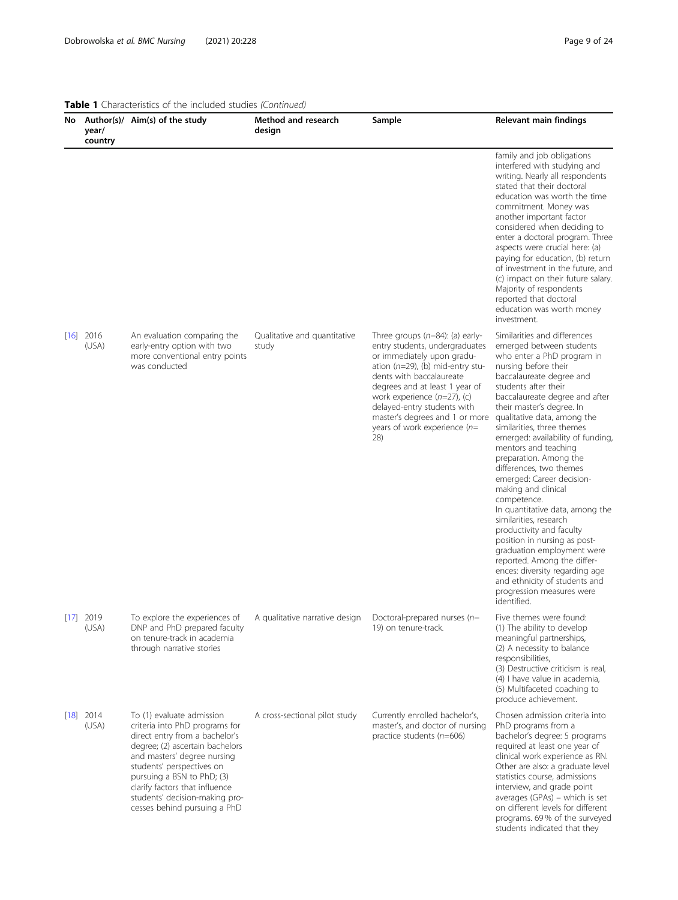**Table 1** Characteristics of the included studies *(Continued)*

| No | Author(s)/ year/ country | Aim(s) of the study | Method and research design | Sample | Relevant main findings |
|---|---|---|---|---|---|
| | | | | | family and job obligations interfered with studying and writing. Nearly all respondents stated that their doctoral education was worth the time commitment. Money was another important factor considered when deciding to enter a doctoral program. Three aspects were crucial here: (a) paying for education, (b) return of investment in the future, and (c) impact on their future salary. Majority of respondents reported that doctoral education was worth money investment. |
| [16] | 2016 (USA) | An evaluation comparing the early-entry option with two more conventional entry points was conducted | Qualitative and quantitative study | Three groups (n=84): (a) early-entry students, undergraduates or immediately upon graduation (n=29), (b) mid-entry students with baccalaureate degrees and at least 1 year of work experience (n=27), (c) delayed-entry students with master's degrees and 1 or more years of work experience (n=28) | Similarities and differences emerged between students who enter a PhD program in nursing before their baccalaureate degree and students after their baccalaureate degree and after their master's degree. In qualitative data, among the similarities, three themes emerged: availability of funding, mentors and teaching preparation. Among the differences, two themes emerged: Career decision-making and clinical competence. In quantitative data, among the similarities, research productivity and faculty position in nursing as post-graduation employment were reported. Among the differences: diversity regarding age and ethnicity of students and progression measures were identified. |
| [17] | 2019 (USA) | To explore the experiences of DNP and PhD prepared faculty on tenure-track in academia through narrative stories | A qualitative narrative design | Doctoral-prepared nurses (n=19) on tenure-track. | Five themes were found: (1) The ability to develop meaningful partnerships, (2) A necessity to balance responsibilities, (3) Destructive criticism is real, (4) I have value in academia, (5) Multifaceted coaching to produce achievement. |
| [18] | 2014 (USA) | To (1) evaluate admission criteria into PhD programs for direct entry from a bachelor's degree; (2) ascertain bachelors and masters' degree nursing students' perspectives on pursuing a BSN to PhD; (3) clarify factors that influence students' decision-making processes behind pursuing a PhD | A cross-sectional pilot study | Currently enrolled bachelor's, master's, and doctor of nursing practice students (n=606) | Chosen admission criteria into PhD programs from a bachelor's degree: 5 programs required at least one year of clinical work experience as RN. Other are also: a graduate level statistics course, admissions interview, and grade point averages (GPAs) – which is set on different levels for different programs. 69 % of the surveyed students indicated that they |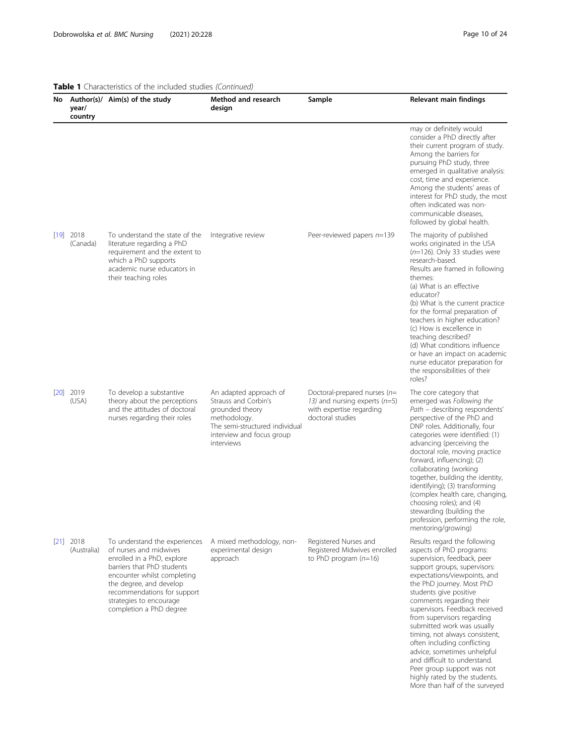**Table 1** Characteristics of the included studies *(Continued)*

| No | Author(s)/ year/ country | Aim(s) of the study | Method and research design | Sample | Relevant main findings |
|---|---|---|---|---|---|
| | | | | | may or definitely would consider a PhD directly after their current program of study. Among the barriers for pursuing PhD study, three emerged in qualitative analysis: cost, time and experience. Among the students' areas of interest for PhD study, the most often indicated was non-communicable diseases, followed by global health. |
| [19] | 2018 (Canada) | To understand the state of the literature regarding a PhD requirement and the extent to which a PhD supports academic nurse educators in their teaching roles | Integrative review | Peer-reviewed papers *n*=139 | The majority of published works originated in the USA (*n*=126). Only 33 studies were research-based. Results are framed in following themes: (a) What is an effective educator? (b) What is the current practice for the formal preparation of teachers in higher education? (c) How is excellence in teaching described? (d) What conditions influence or have an impact on academic nurse educator preparation for the responsibilities of their roles? |
| [20] | 2019 (USA) | To develop a substantive theory about the perceptions and the attitudes of doctoral nurses regarding their roles | An adapted approach of Strauss and Corbin's grounded theory methodology. The semi-structured individual interview and focus group interviews | Doctoral-prepared nurses (*n*= 13) and nursing experts (*n*=5) with expertise regarding doctoral studies | The core category that emerged was *Following the Path* – describing respondents' perspective of the PhD and DNP roles. Additionally, four categories were identified: (1) advancing (perceiving the doctoral role, moving practice forward, influencing); (2) collaborating (working together, building the identity, identifying); (3) transforming (complex health care, changing, choosing roles); and (4) stewarding (building the profession, performing the role, mentoring/growing) |
| [21] | 2018 (Australia) | To understand the experiences of nurses and midwives enrolled in a PhD, explore barriers that PhD students encounter whilst completing the degree, and develop recommendations for support strategies to encourage completion a PhD degree | A mixed methodology, non-experimental design approach | Registered Nurses and Registered Midwives enrolled to PhD program (*n*=16) | Results regard the following aspects of PhD programs: supervision, feedback, peer support groups, supervisors: expectations/viewpoints, and the PhD journey. Most PhD students give positive comments regarding their supervisors. Feedback received from supervisors regarding submitted work was usually timing, not always consistent, often including conflicting advice, sometimes unhelpful and difficult to understand. Peer group support was not highly rated by the students. More than half of the surveyed |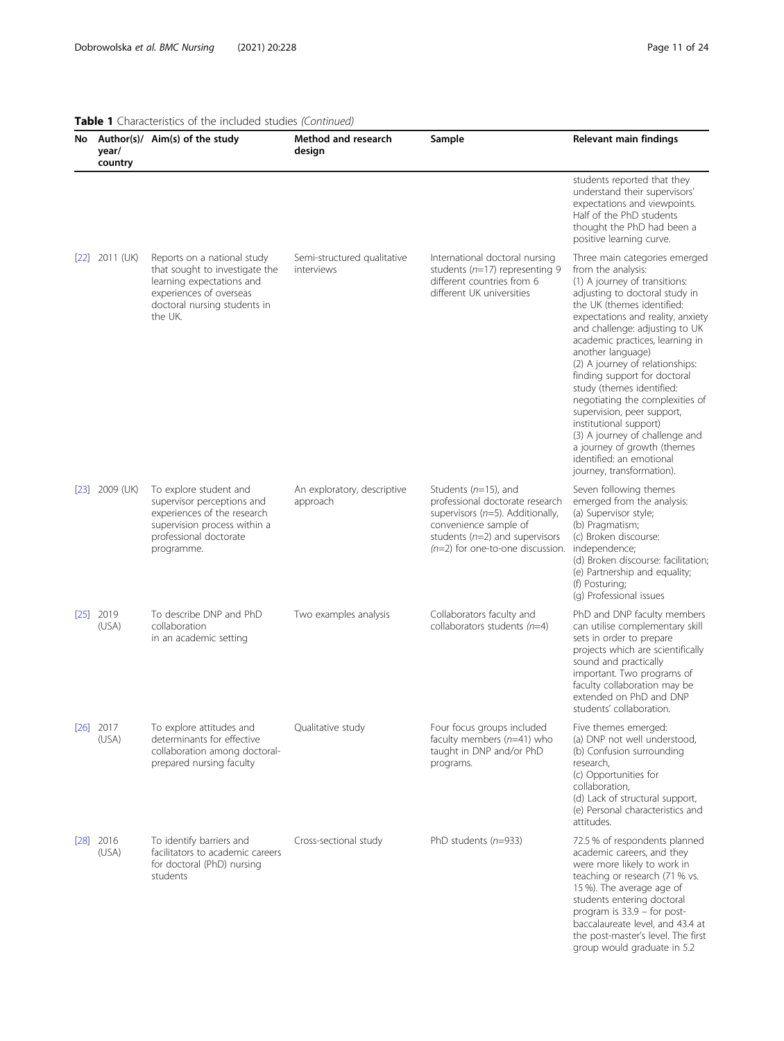**Table 1** Characteristics of the included studies *(Continued)*

| No | Author(s)/ year/ country | Aim(s) of the study | Method and research design | Sample | Relevant main findings |
|---|---|---|---|---|---|
| | | | | | students reported that they understand their supervisors' expectations and viewpoints. Half of the PhD students thought the PhD had been a positive learning curve. |
| [22] | 2011 (UK) | Reports on a national study that sought to investigate the learning expectations and experiences of overseas doctoral nursing students in the UK. | Semi-structured qualitative interviews | International doctoral nursing students (*n*=17) representing 9 different countries from 6 different UK universities | Three main categories emerged from the analysis:<br>(1) A journey of transitions: adjusting to doctoral study in the UK (themes identified: expectations and reality, anxiety and challenge: adjusting to UK academic practices, learning in another language)<br>(2) A journey of relationships: finding support for doctoral study (themes identified: negotiating the complexities of supervision, peer support, institutional support)<br>(3) A journey of challenge and a journey of growth (themes identified: an emotional journey, transformation). |
| [23] | 2009 (UK) | To explore student and supervisor perceptions and experiences of the research supervision process within a professional doctorate programme. | An exploratory, descriptive approach | Students (*n*=15), and professional doctorate research supervisors (*n*=5). Additionally, convenience sample of students (*n*=2) and supervisors (*n*=2) for one-to-one discussion. | Seven following themes emerged from the analysis:<br>(a) Supervisor style;<br>(b) Pragmatism;<br>(c) Broken discourse: independence;<br>(d) Broken discourse: facilitation;<br>(e) Partnership and equality;<br>(f) Posturing;<br>(g) Professional issues |
| [25] | 2019 (USA) | To describe DNP and PhD collaboration in an academic setting | Two examples analysis | Collaborators faculty and collaborators students (*n*=4) | PhD and DNP faculty members can utilise complementary skill sets in order to prepare projects which are scientifically sound and practically important. Two programs of faculty collaboration may be extended on PhD and DNP students' collaboration. |
| [26] | 2017 (USA) | To explore attitudes and determinants for effective collaboration among doctoral-prepared nursing faculty | Qualitative study | Four focus groups included faculty members (*n*=41) who taught in DNP and/or PhD programs. | Five themes emerged:<br>(a) DNP not well understood,<br>(b) Confusion surrounding research,<br>(c) Opportunities for collaboration,<br>(d) Lack of structural support,<br>(e) Personal characteristics and attitudes. |
| [28] | 2016 (USA) | To identify barriers and facilitators to academic careers for doctoral (PhD) nursing students | Cross-sectional study | PhD students (*n*=933) | 72.5 % of respondents planned academic careers, and they were more likely to work in teaching or research (71 % vs. 15 %). The average age of students entering doctoral program is 33.9 – for post-baccalaureate level, and 43.4 at the post-master's level. The first group would graduate in 5.2 |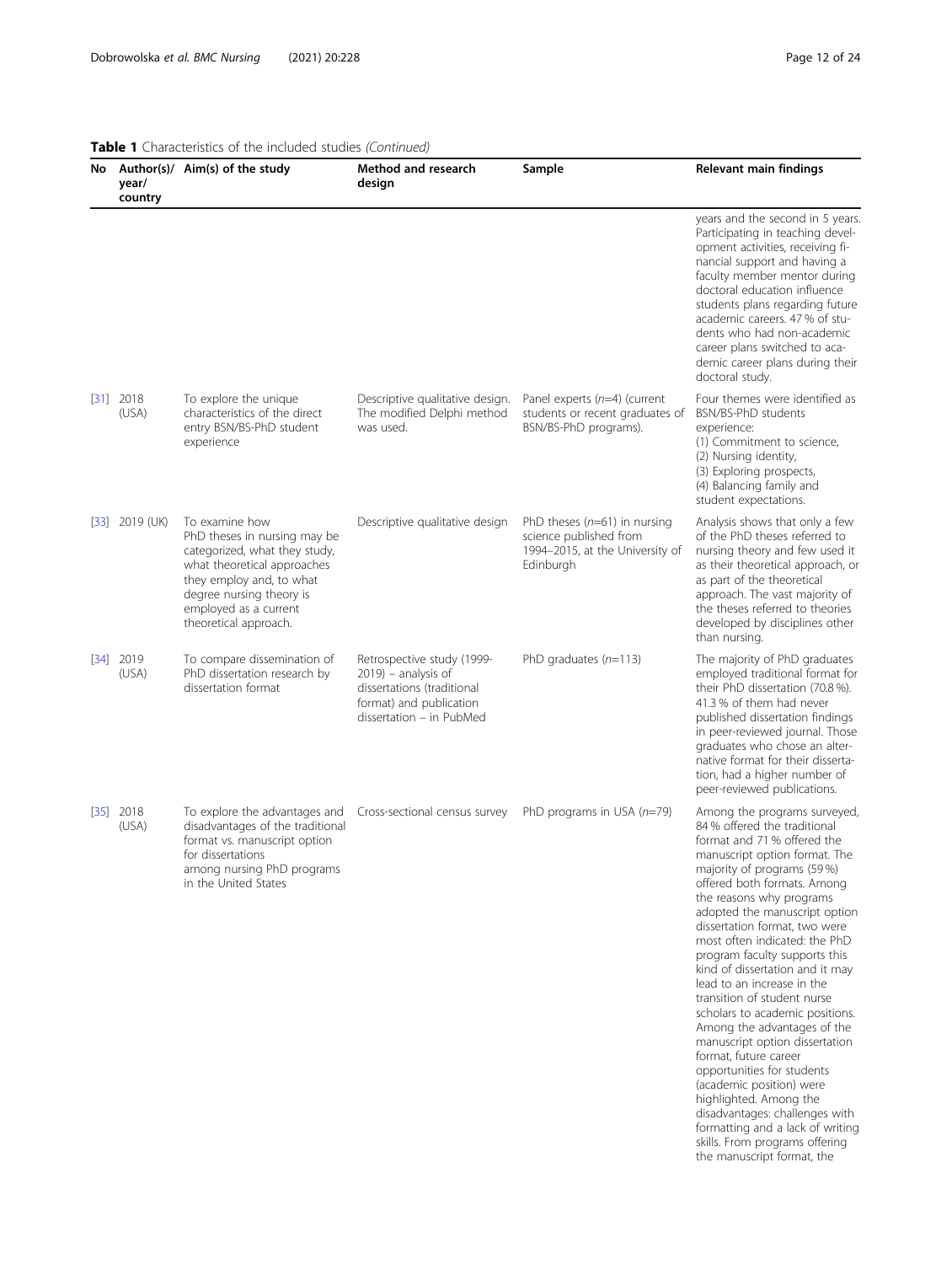**Table 1** Characteristics of the included studies *(Continued)*

| No | Author(s)/ year/ country | Aim(s) of the study | Method and research design | Sample | Relevant main findings |
|---|---|---|---|---|---|
| | | | | | years and the second in 5 years. Participating in teaching development activities, receiving financial support and having a faculty member mentor during doctoral education influence students plans regarding future academic careers. 47 % of students who had non-academic career plans switched to academic career plans during their doctoral study. |
| [31] | 2018 (USA) | To explore the unique characteristics of the direct entry BSN/BS-PhD student experience | Descriptive qualitative design. The modified Delphi method was used. | Panel experts (*n*=4) (current students or recent graduates of BSN/BS-PhD programs). | Four themes were identified as BSN/BS-PhD students experience: (1) Commitment to science, (2) Nursing identity, (3) Exploring prospects, (4) Balancing family and student expectations. |
| [33] | 2019 (UK) | To examine how PhD theses in nursing may be categorized, what they study, what theoretical approaches they employ and, to what degree nursing theory is employed as a current theoretical approach. | Descriptive qualitative design | PhD theses (*n*=61) in nursing science published from 1994–2015, at the University of Edinburgh | Analysis shows that only a few of the PhD theses referred to nursing theory and few used it as their theoretical approach, or as part of the theoretical approach. The vast majority of the theses referred to theories developed by disciplines other than nursing. |
| [34] | 2019 (USA) | To compare dissemination of PhD dissertation research by dissertation format | Retrospective study (1999-2019) – analysis of dissertations (traditional format) and publication dissertation – in PubMed | PhD graduates (*n*=113) | The majority of PhD graduates employed traditional format for their PhD dissertation (70.8 %). 41.3 % of them had never published dissertation findings in peer-reviewed journal. Those graduates who chose an alternative format for their dissertation, had a higher number of peer-reviewed publications. |
| [35] | 2018 (USA) | To explore the advantages and disadvantages of the traditional format vs. manuscript option for dissertations among nursing PhD programs in the United States | Cross-sectional census survey | PhD programs in USA (*n*=79) | Among the programs surveyed, 84 % offered the traditional format and 71 % offered the manuscript option format. The majority of programs (59 %) offered both formats. Among the reasons why programs adopted the manuscript option dissertation format, two were most often indicated: the PhD program faculty supports this kind of dissertation and it may lead to an increase in the transition of student nurse scholars to academic positions. Among the advantages of the manuscript option dissertation format, future career opportunities for students (academic position) were highlighted. Among the disadvantages: challenges with formatting and a lack of writing skills. From programs offering the manuscript format, the |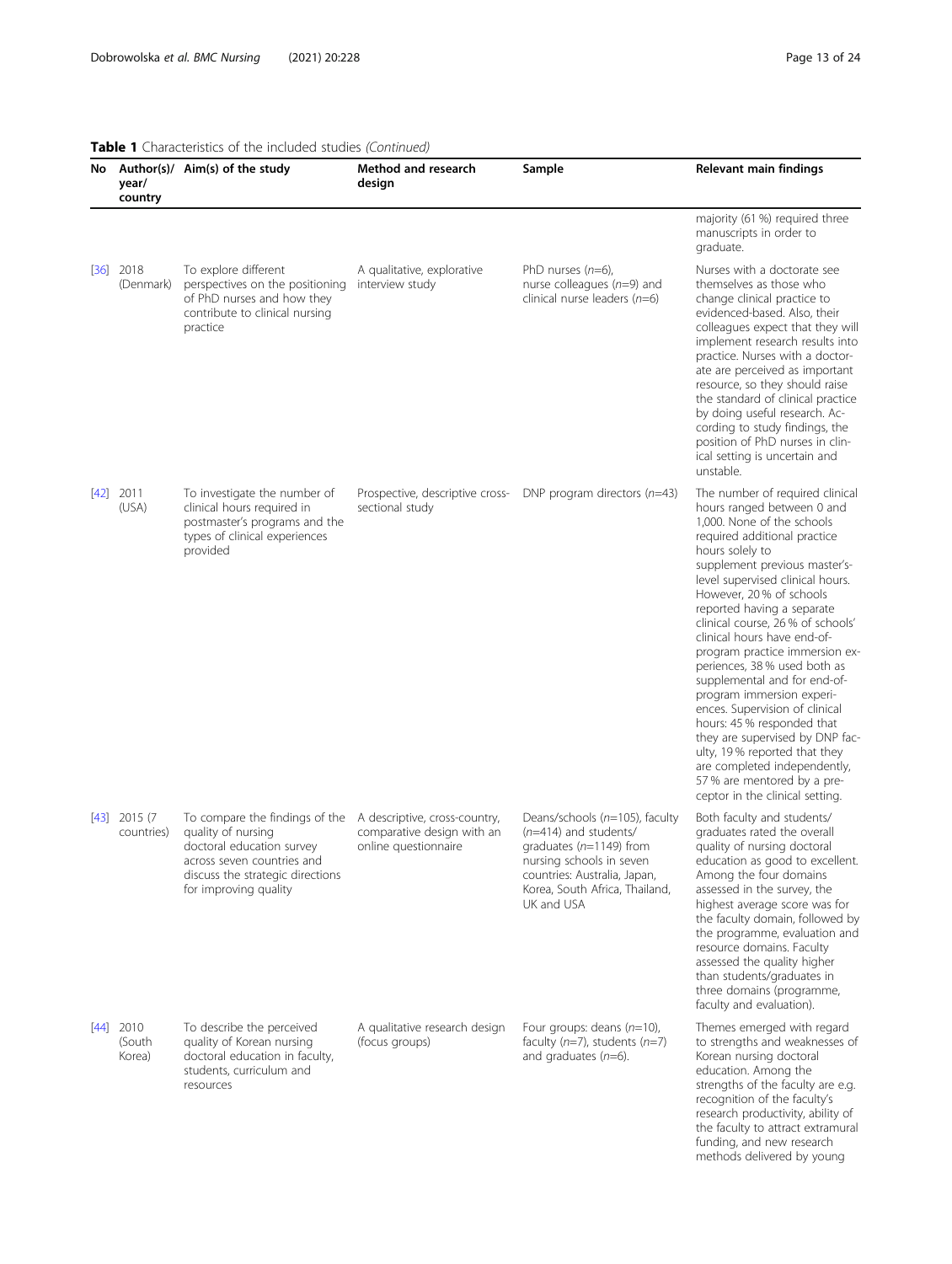**Table 1** Characteristics of the included studies *(Continued)*

| No | Author(s)/ year/ country | Aim(s) of the study | Method and research design | Sample | Relevant main findings |
|---|---|---|---|---|---|
| | | | | | majority (61 %) required three manuscripts in order to graduate. |
| [36] | 2018 (Denmark) | To explore different perspectives on the positioning of PhD nurses and how they contribute to clinical nursing practice | A qualitative, explorative interview study | PhD nurses (*n*=6), nurse colleagues (*n*=9) and clinical nurse leaders (*n*=6) | Nurses with a doctorate see themselves as those who change clinical practice to evidenced-based. Also, their colleagues expect that they will implement research results into practice. Nurses with a doctorate are perceived as important resource, so they should raise the standard of clinical practice by doing useful research. According to study findings, the position of PhD nurses in clinical setting is uncertain and unstable. |
| [42] | 2011 (USA) | To investigate the number of clinical hours required in postmaster's programs and the types of clinical experiences provided | Prospective, descriptive cross-sectional study | DNP program directors (*n*=43) | The number of required clinical hours ranged between 0 and 1,000. None of the schools required additional practice hours solely to supplement previous master's-level supervised clinical hours. However, 20 % of schools reported having a separate clinical course, 26 % of schools' clinical hours have end-of-program practice immersion experiences, 38 % used both as supplemental and for end-of-program immersion experiences. Supervision of clinical hours: 45 % responded that they are supervised by DNP faculty, 19 % reported that they are completed independently, 57 % are mentored by a preceptor in the clinical setting. |
| [43] | 2015 (7 countries) | To compare the findings of the quality of nursing doctoral education survey across seven countries and discuss the strategic directions for improving quality | A descriptive, cross-country, comparative design with an online questionnaire | Deans/schools (*n*=105), faculty (*n*=414) and students/ graduates (*n*=1149) from nursing schools in seven countries: Australia, Japan, Korea, South Africa, Thailand, UK and USA | Both faculty and students/ graduates rated the overall quality of nursing doctoral education as good to excellent. Among the four domains assessed in the survey, the highest average score was for the faculty domain, followed by the programme, evaluation and resource domains. Faculty assessed the quality higher than students/graduates in three domains (programme, faculty and evaluation). |
| [44] | 2010 (South Korea) | To describe the perceived quality of Korean nursing doctoral education in faculty, students, curriculum and resources | A qualitative research design (focus groups) | Four groups: deans (*n*=10), faculty (*n*=7), students (*n*=7) and graduates (*n*=6). | Themes emerged with regard to strengths and weaknesses of Korean nursing doctoral education. Among the strengths of the faculty are e.g. recognition of the faculty's research productivity, ability of the faculty to attract extramural funding, and new research methods delivered by young |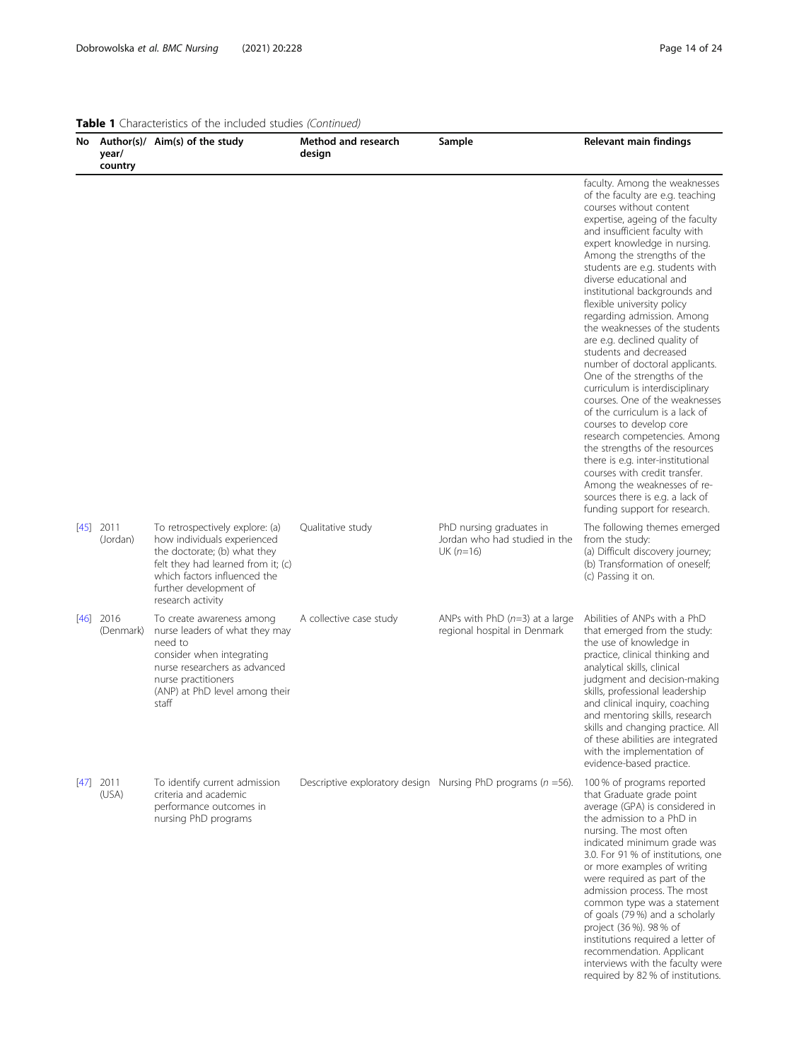**Table 1** Characteristics of the included studies *(Continued)*

| No | Author(s)/ year/ country | Aim(s) of the study | Method and research design | Sample | Relevant main findings |
|---|---|---|---|---|---|
| | | | | | faculty. Among the weaknesses of the faculty are e.g. teaching courses without content expertise, ageing of the faculty and insufficient faculty with expert knowledge in nursing. Among the strengths of the students are e.g. students with diverse educational and institutional backgrounds and flexible university policy regarding admission. Among the weaknesses of the students are e.g. declined quality of students and decreased number of doctoral applicants. One of the strengths of the curriculum is interdisciplinary courses. One of the weaknesses of the curriculum is a lack of courses to develop core research competencies. Among the strengths of the resources there is e.g. inter-institutional courses with credit transfer. Among the weaknesses of resources there is e.g. a lack of funding support for research. |
| [45] | 2011 (Jordan) | To retrospectively explore: (a) how individuals experienced the doctorate; (b) what they felt they had learned from it; (c) which factors influenced the further development of research activity | Qualitative study | PhD nursing graduates in Jordan who had studied in the UK (*n*=16) | The following themes emerged from the study: (a) Difficult discovery journey; (b) Transformation of oneself; (c) Passing it on. |
| [46] | 2016 (Denmark) | To create awareness among nurse leaders of what they may need to consider when integrating nurse researchers as advanced nurse practitioners (ANP) at PhD level among their staff | A collective case study | ANPs with PhD (*n*=3) at a large regional hospital in Denmark | Abilities of ANPs with a PhD that emerged from the study: the use of knowledge in practice, clinical thinking and analytical skills, clinical judgment and decision-making skills, professional leadership and clinical inquiry, coaching and mentoring skills, research skills and changing practice. All of these abilities are integrated with the implementation of evidence-based practice. |
| [47] | 2011 (USA) | To identify current admission criteria and academic performance outcomes in nursing PhD programs | Descriptive exploratory design | Nursing PhD programs (*n* =56). | 100 % of programs reported that Graduate grade point average (GPA) is considered in the admission to a PhD in nursing. The most often indicated minimum grade was 3.0. For 91 % of institutions, one or more examples of writing were required as part of the admission process. The most common type was a statement of goals (79 %) and a scholarly project (36 %). 98 % of institutions required a letter of recommendation. Applicant interviews with the faculty were required by 82 % of institutions. |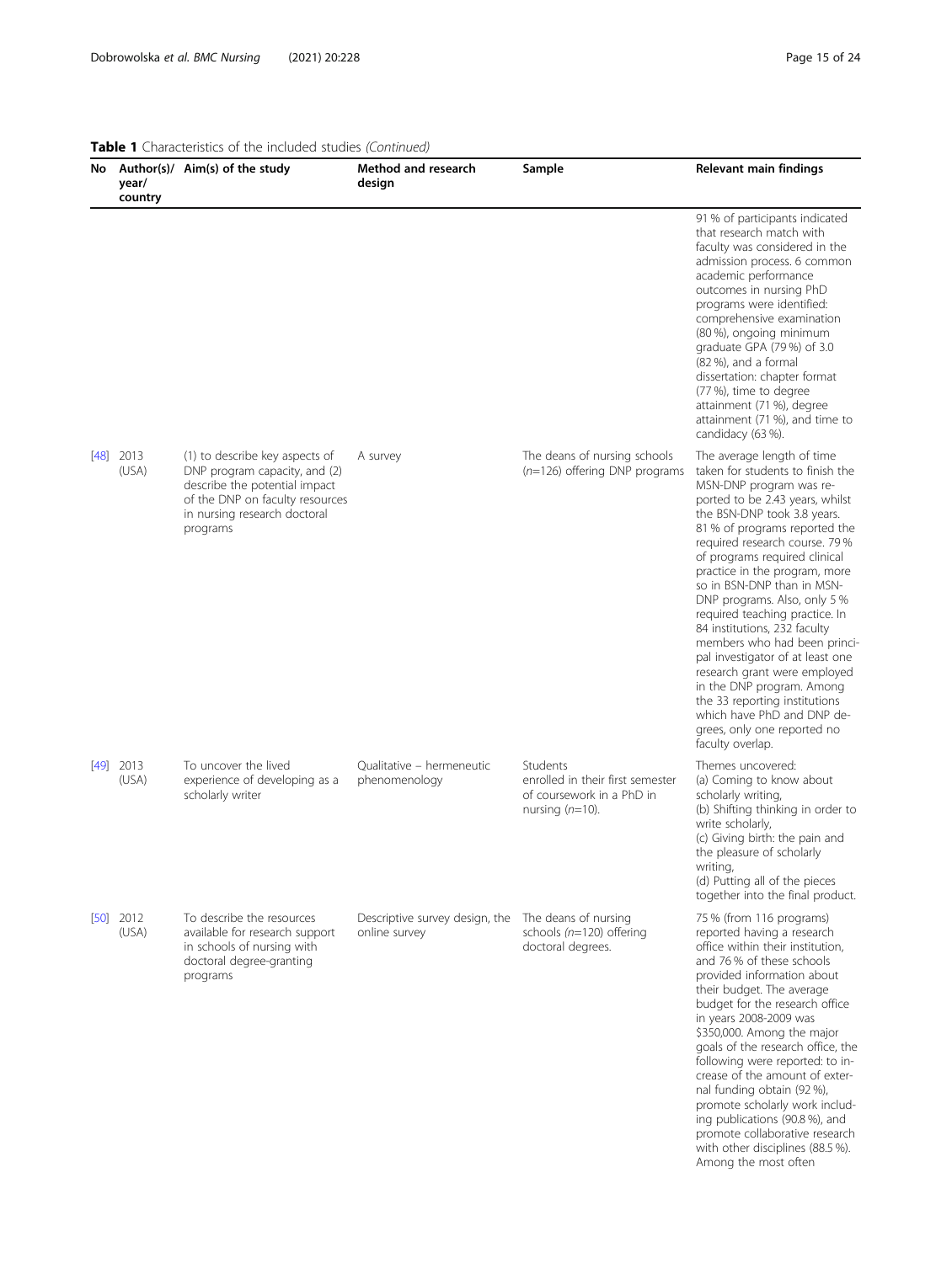**Table 1** Characteristics of the included studies *(Continued)*

| No | Author(s)/ year/ country | Aim(s) of the study | Method and research design | Sample | Relevant main findings |
|---|---|---|---|---|---|
| | | | | | 91 % of participants indicated that research match with faculty was considered in the admission process. 6 common academic performance outcomes in nursing PhD programs were identified: comprehensive examination (80 %), ongoing minimum graduate GPA (79 %) of 3.0 (82 %), and a formal dissertation: chapter format (77 %), time to degree attainment (71 %), degree attainment (71 %), and time to candidacy (63 %). |
| [48] | 2013 (USA) | (1) to describe key aspects of DNP program capacity, and (2) describe the potential impact of the DNP on faculty resources in nursing research doctoral programs | A survey | The deans of nursing schools (n=126) offering DNP programs | The average length of time taken for students to finish the MSN-DNP program was reported to be 2.43 years, whilst the BSN-DNP took 3.8 years. 81 % of programs reported the required research course. 79 % of programs required clinical practice in the program, more so in BSN-DNP than in MSN-DNP programs. Also, only 5 % required teaching practice. In 84 institutions, 232 faculty members who had been principal investigator of at least one research grant were employed in the DNP program. Among the 33 reporting institutions which have PhD and DNP degrees, only one reported no faculty overlap. |
| [49] | 2013 (USA) | To uncover the lived experience of developing as a scholarly writer | Qualitative – hermeneutic phenomenology | Students enrolled in their first semester of coursework in a PhD in nursing (n=10). | Themes uncovered: (a) Coming to know about scholarly writing, (b) Shifting thinking in order to write scholarly, (c) Giving birth: the pain and the pleasure of scholarly writing, (d) Putting all of the pieces together into the final product. |
| [50] | 2012 (USA) | To describe the resources available for research support in schools of nursing with doctoral degree-granting programs | Descriptive survey design, the online survey | The deans of nursing schools (n=120) offering doctoral degrees. | 75 % (from 116 programs) reported having a research office within their institution, and 76 % of these schools provided information about their budget. The average budget for the research office in years 2008-2009 was \$350,000. Among the major goals of the research office, the following were reported: to increase of the amount of external funding obtain (92 %), promote scholarly work including publications (90.8 %), and promote collaborative research with other disciplines (88.5 %). Among the most often |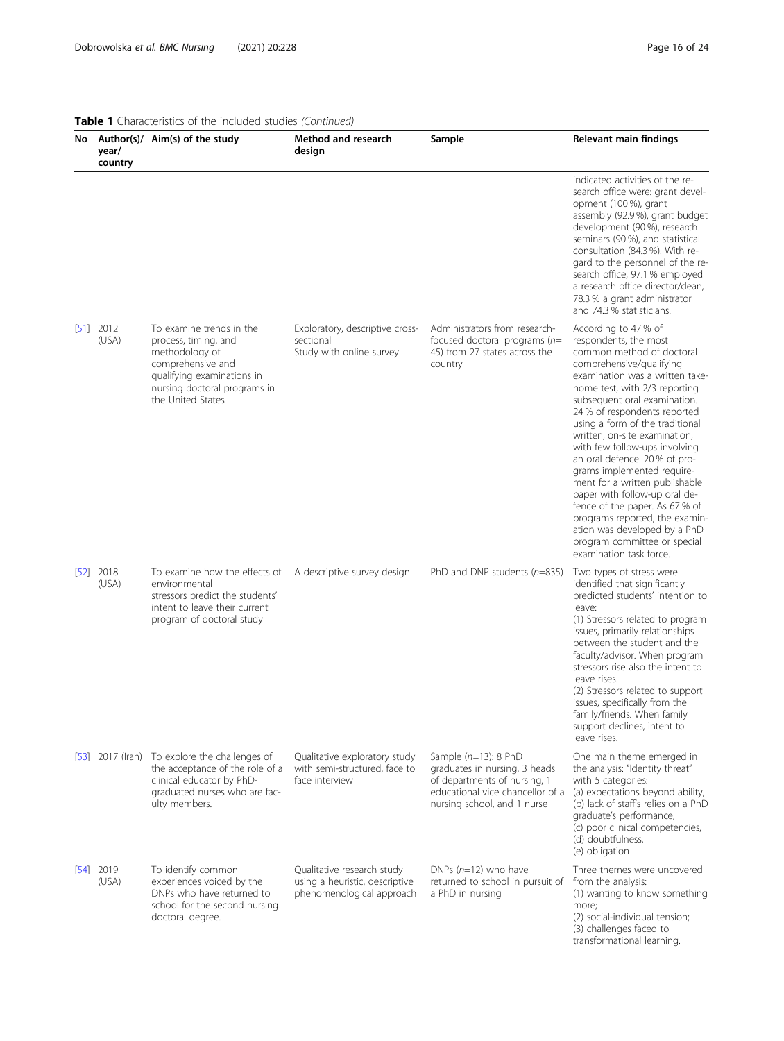**Table 1** Characteristics of the included studies *(Continued)*

| No | Author(s)/ year/ country | Aim(s) of the study | Method and research design | Sample | Relevant main findings |
|---|---|---|---|---|---|
| | | | | | indicated activities of the research office were: grant development (100 %), grant assembly (92.9 %), grant budget development (90 %), research seminars (90 %), and statistical consultation (84.3 %). With regard to the personnel of the research office, 97.1 % employed a research office director/dean, 78.3 % a grant administrator and 74.3 % statisticians. |
| [51] | 2012 (USA) | To examine trends in the process, timing, and methodology of comprehensive and qualifying examinations in nursing doctoral programs in the United States | Exploratory, descriptive cross-sectional Study with online survey | Administrators from research-focused doctoral programs (*n*= 45) from 27 states across the country | According to 47 % of respondents, the most common method of doctoral comprehensive/qualifying examination was a written take-home test, with 2/3 reporting subsequent oral examination. 24 % of respondents reported using a form of the traditional written, on-site examination, with few follow-ups involving an oral defence. 20 % of programs implemented requirement for a written publishable paper with follow-up oral defence of the paper. As 67 % of programs reported, the examination was developed by a PhD program committee or special examination task force. |
| [52] | 2018 (USA) | To examine how the effects of environmental stressors predict the students' intent to leave their current program of doctoral study | A descriptive survey design | PhD and DNP students (*n*=835) | Two types of stress were identified that significantly predicted students' intention to leave:<br>(1) Stressors related to program issues, primarily relationships between the student and the faculty/advisor. When program stressors rise also the intent to leave rises.<br>(2) Stressors related to support issues, specifically from the family/friends. When family support declines, intent to leave rises. |
| [53] | 2017 (Iran) | To explore the challenges of the acceptance of the role of a clinical educator by PhD-graduated nurses who are faculty members. | Qualitative exploratory study with semi-structured, face to face interview | Sample (*n*=13): 8 PhD graduates in nursing, 3 heads of departments of nursing, 1 educational vice chancellor of a nursing school, and 1 nurse | One main theme emerged in the analysis: "Identity threat" with 5 categories:<br>(a) expectations beyond ability,<br>(b) lack of staff's relies on a PhD graduate's performance,<br>(c) poor clinical competencies,<br>(d) doubtfulness,<br>(e) obligation |
| [54] | 2019 (USA) | To identify common experiences voiced by the DNPs who have returned to school for the second nursing doctoral degree. | Qualitative research study using a heuristic, descriptive phenomenological approach | DNPs (*n*=12) who have returned to school in pursuit of a PhD in nursing | Three themes were uncovered from the analysis:<br>(1) wanting to know something more;<br>(2) social-individual tension;<br>(3) challenges faced to transformational learning. |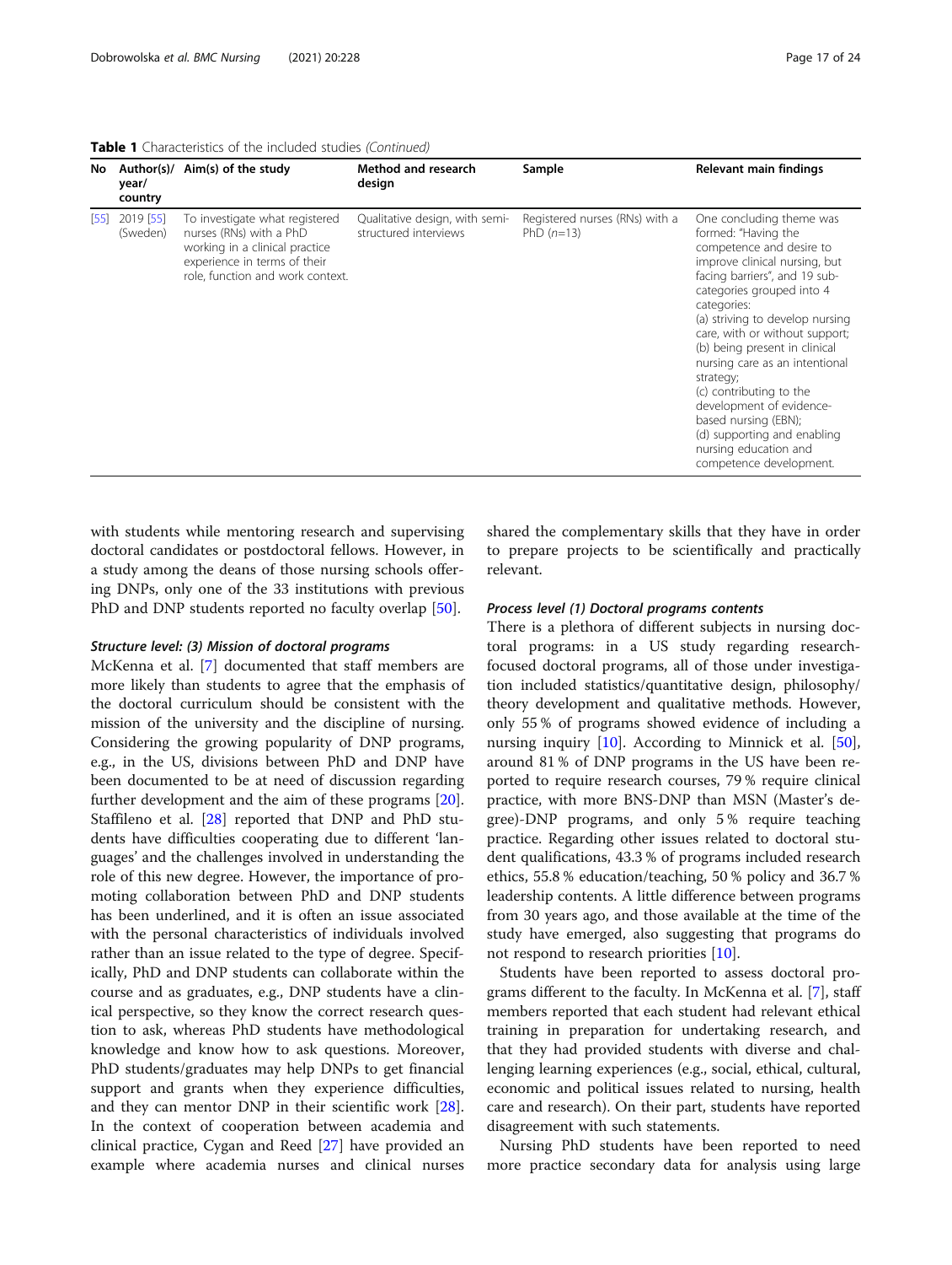**Table 1** Characteristics of the included studies *(Continued)*

| No | Author(s)/ year/ country | Aim(s) of the study | Method and research design | Sample | Relevant main findings |
| --- | --- | --- | --- | --- | --- |
| [55] | 2019 [55] (Sweden) | To investigate what registered nurses (RNs) with a PhD working in a clinical practice experience in terms of their role, function and work context. | Qualitative design, with semi-structured interviews | Registered nurses (RNs) with a PhD (*n*=13) | One concluding theme was formed: "Having the competence and desire to improve clinical nursing, but facing barriers", and 19 sub-categories grouped into 4 categories: (a) striving to develop nursing care, with or without support; (b) being present in clinical nursing care as an intentional strategy; (c) contributing to the development of evidence-based nursing (EBN); (d) supporting and enabling nursing education and competence development. |

with students while mentoring research and supervising doctoral candidates or postdoctoral fellows. However, in a study among the deans of those nursing schools offering DNPs, only one of the 33 institutions with previous PhD and DNP students reported no faculty overlap [50].

#### *Structure level: (3) Mission of doctoral programs*

McKenna et al. [7] documented that staff members are more likely than students to agree that the emphasis of the doctoral curriculum should be consistent with the mission of the university and the discipline of nursing. Considering the growing popularity of DNP programs, e.g., in the US, divisions between PhD and DNP have been documented to be at need of discussion regarding further development and the aim of these programs [20]. Staffileno et al. [28] reported that DNP and PhD students have difficulties cooperating due to different 'languages' and the challenges involved in understanding the role of this new degree. However, the importance of promoting collaboration between PhD and DNP students has been underlined, and it is often an issue associated with the personal characteristics of individuals involved rather than an issue related to the type of degree. Specifically, PhD and DNP students can collaborate within the course and as graduates, e.g., DNP students have a clinical perspective, so they know the correct research question to ask, whereas PhD students have methodological knowledge and know how to ask questions. Moreover, PhD students/graduates may help DNPs to get financial support and grants when they experience difficulties, and they can mentor DNP in their scientific work [28]. In the context of cooperation between academia and clinical practice, Cygan and Reed [27] have provided an example where academia nurses and clinical nurses shared the complementary skills that they have in order to prepare projects to be scientifically and practically relevant.

#### *Process level (1) Doctoral programs contents*

There is a plethora of different subjects in nursing doctoral programs: in a US study regarding research-focused doctoral programs, all of those under investigation included statistics/quantitative design, philosophy/theory development and qualitative methods. However, only 55 % of programs showed evidence of including a nursing inquiry [10]. According to Minnick et al. [50], around 81 % of DNP programs in the US have been reported to require research courses, 79 % require clinical practice, with more BNS-DNP than MSN (Master's degree)-DNP programs, and only 5 % require teaching practice. Regarding other issues related to doctoral student qualifications, 43.3 % of programs included research ethics, 55.8 % education/teaching, 50 % policy and 36.7 % leadership contents. A little difference between programs from 30 years ago, and those available at the time of the study have emerged, also suggesting that programs do not respond to research priorities [10].

Students have been reported to assess doctoral programs different to the faculty. In McKenna et al. [7], staff members reported that each student had relevant ethical training in preparation for undertaking research, and that they had provided students with diverse and challenging learning experiences (e.g., social, ethical, cultural, economic and political issues related to nursing, health care and research). On their part, students have reported disagreement with such statements.

Nursing PhD students have been reported to need more practice secondary data for analysis using large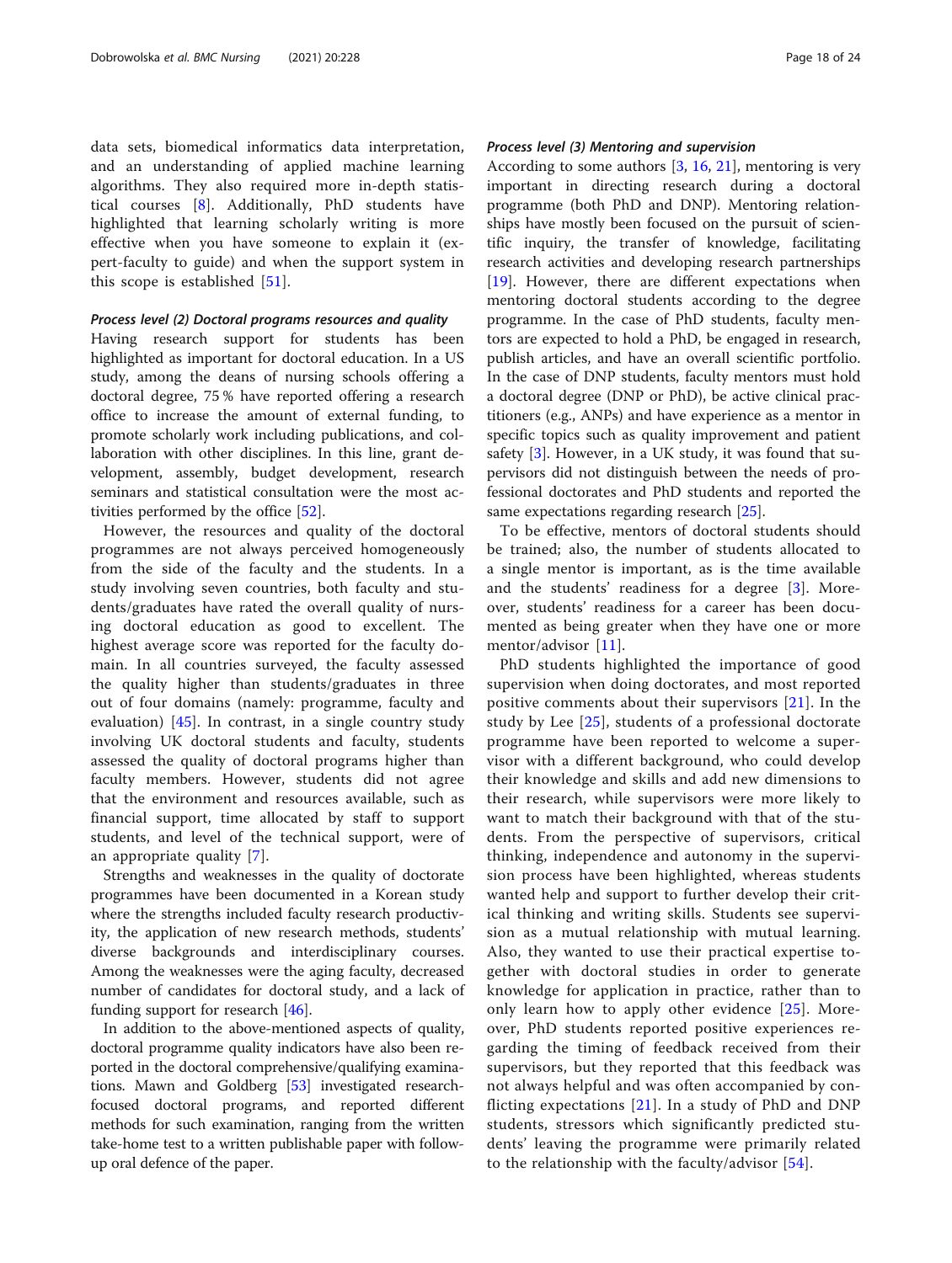data sets, biomedical informatics data interpretation, and an understanding of applied machine learning algorithms. They also required more in-depth statistical courses [8]. Additionally, PhD students have highlighted that learning scholarly writing is more effective when you have someone to explain it (expert-faculty to guide) and when the support system in this scope is established [51].

#### *Process level (2) Doctoral programs resources and quality*

Having research support for students has been highlighted as important for doctoral education. In a US study, among the deans of nursing schools offering a doctoral degree, 75 % have reported offering a research office to increase the amount of external funding, to promote scholarly work including publications, and collaboration with other disciplines. In this line, grant development, assembly, budget development, research seminars and statistical consultation were the most activities performed by the office [52].

However, the resources and quality of the doctoral programmes are not always perceived homogeneously from the side of the faculty and the students. In a study involving seven countries, both faculty and students/graduates have rated the overall quality of nursing doctoral education as good to excellent. The highest average score was reported for the faculty domain. In all countries surveyed, the faculty assessed the quality higher than students/graduates in three out of four domains (namely: programme, faculty and evaluation) [45]. In contrast, in a single country study involving UK doctoral students and faculty, students assessed the quality of doctoral programs higher than faculty members. However, students did not agree that the environment and resources available, such as financial support, time allocated by staff to support students, and level of the technical support, were of an appropriate quality [7].

Strengths and weaknesses in the quality of doctorate programmes have been documented in a Korean study where the strengths included faculty research productivity, the application of new research methods, students' diverse backgrounds and interdisciplinary courses. Among the weaknesses were the aging faculty, decreased number of candidates for doctoral study, and a lack of funding support for research [46].

In addition to the above-mentioned aspects of quality, doctoral programme quality indicators have also been reported in the doctoral comprehensive/qualifying examinations. Mawn and Goldberg [53] investigated research-focused doctoral programs, and reported different methods for such examination, ranging from the written take-home test to a written publishable paper with follow-up oral defence of the paper.

#### *Process level (3) Mentoring and supervision*

According to some authors [3, 16, 21], mentoring is very important in directing research during a doctoral programme (both PhD and DNP). Mentoring relationships have mostly been focused on the pursuit of scientific inquiry, the transfer of knowledge, facilitating research activities and developing research partnerships [19]. However, there are different expectations when mentoring doctoral students according to the degree programme. In the case of PhD students, faculty mentors are expected to hold a PhD, be engaged in research, publish articles, and have an overall scientific portfolio. In the case of DNP students, faculty mentors must hold a doctoral degree (DNP or PhD), be active clinical practitioners (e.g., ANPs) and have experience as a mentor in specific topics such as quality improvement and patient safety [3]. However, in a UK study, it was found that supervisors did not distinguish between the needs of professional doctorates and PhD students and reported the same expectations regarding research [25].

To be effective, mentors of doctoral students should be trained; also, the number of students allocated to a single mentor is important, as is the time available and the students' readiness for a degree [3]. Moreover, students' readiness for a career has been documented as being greater when they have one or more mentor/advisor [11].

PhD students highlighted the importance of good supervision when doing doctorates, and most reported positive comments about their supervisors [21]. In the study by Lee [25], students of a professional doctorate programme have been reported to welcome a supervisor with a different background, who could develop their knowledge and skills and add new dimensions to their research, while supervisors were more likely to want to match their background with that of the students. From the perspective of supervisors, critical thinking, independence and autonomy in the supervision process have been highlighted, whereas students wanted help and support to further develop their critical thinking and writing skills. Students see supervision as a mutual relationship with mutual learning. Also, they wanted to use their practical expertise together with doctoral studies in order to generate knowledge for application in practice, rather than to only learn how to apply other evidence [25]. Moreover, PhD students reported positive experiences regarding the timing of feedback received from their supervisors, but they reported that this feedback was not always helpful and was often accompanied by conflicting expectations [21]. In a study of PhD and DNP students, stressors which significantly predicted students' leaving the programme were primarily related to the relationship with the faculty/advisor [54].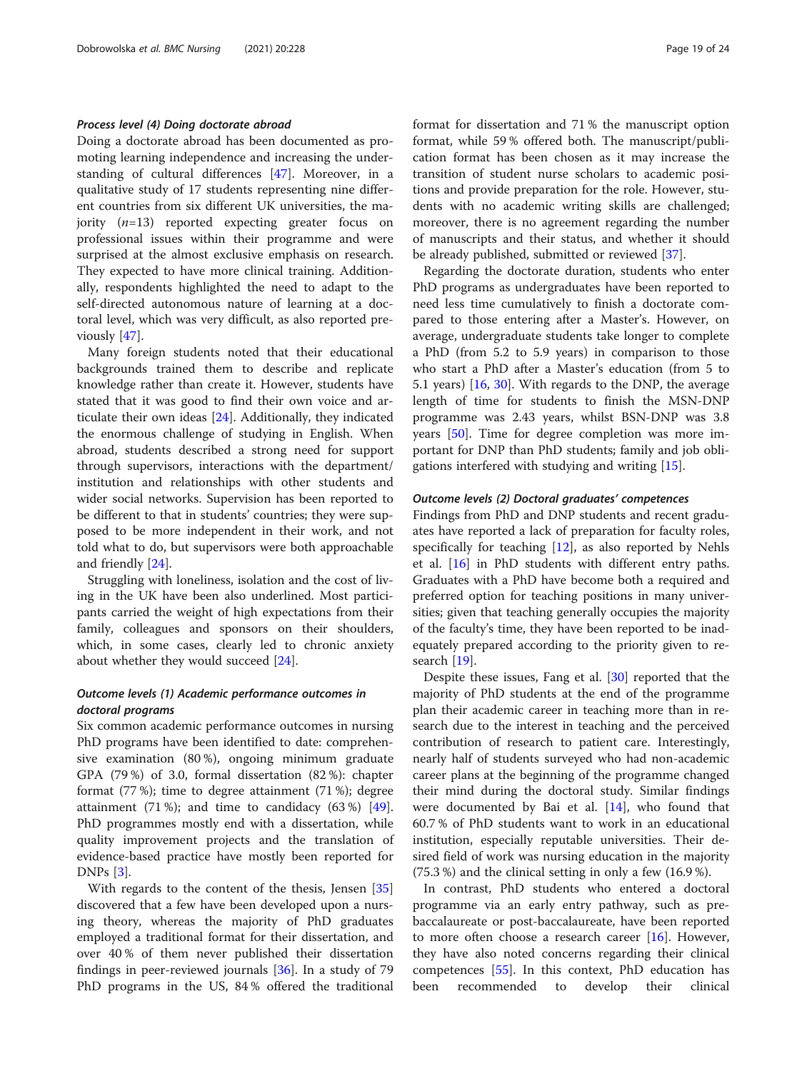#### *Process level (4) Doing doctorate abroad*

Doing a doctorate abroad has been documented as promoting learning independence and increasing the understanding of cultural differences [47]. Moreover, in a qualitative study of 17 students representing nine different countries from six different UK universities, the majority ($n$=13) reported expecting greater focus on professional issues within their programme and were surprised at the almost exclusive emphasis on research. They expected to have more clinical training. Additionally, respondents highlighted the need to adapt to the self-directed autonomous nature of learning at a doctoral level, which was very difficult, as also reported previously [47].

Many foreign students noted that their educational backgrounds trained them to describe and replicate knowledge rather than create it. However, students have stated that it was good to find their own voice and articulate their own ideas [24]. Additionally, they indicated the enormous challenge of studying in English. When abroad, students described a strong need for support through supervisors, interactions with the department/institution and relationships with other students and wider social networks. Supervision has been reported to be different to that in students' countries; they were supposed to be more independent in their work, and not told what to do, but supervisors were both approachable and friendly [24].

Struggling with loneliness, isolation and the cost of living in the UK have been also underlined. Most participants carried the weight of high expectations from their family, colleagues and sponsors on their shoulders, which, in some cases, clearly led to chronic anxiety about whether they would succeed [24].

#### *Outcome levels (1) Academic performance outcomes in doctoral programs*

Six common academic performance outcomes in nursing PhD programs have been identified to date: comprehensive examination (80 %), ongoing minimum graduate GPA (79 %) of 3.0, formal dissertation (82 %): chapter format (77 %); time to degree attainment (71 %); degree attainment (71 %); and time to candidacy (63 %) [49]. PhD programmes mostly end with a dissertation, while quality improvement projects and the translation of evidence-based practice have mostly been reported for DNPs [3].

With regards to the content of the thesis, Jensen [35] discovered that a few have been developed upon a nursing theory, whereas the majority of PhD graduates employed a traditional format for their dissertation, and over 40 % of them never published their dissertation findings in peer-reviewed journals [36]. In a study of 79 PhD programs in the US, 84 % offered the traditional format for dissertation and 71 % the manuscript option format, while 59 % offered both. The manuscript/publication format has been chosen as it may increase the transition of student nurse scholars to academic positions and provide preparation for the role. However, students with no academic writing skills are challenged; moreover, there is no agreement regarding the number of manuscripts and their status, and whether it should be already published, submitted or reviewed [37].

Regarding the doctorate duration, students who enter PhD programs as undergraduates have been reported to need less time cumulatively to finish a doctorate compared to those entering after a Master's. However, on average, undergraduate students take longer to complete a PhD (from 5.2 to 5.9 years) in comparison to those who start a PhD after a Master's education (from 5 to 5.1 years) [16, 30]. With regards to the DNP, the average length of time for students to finish the MSN-DNP programme was 2.43 years, whilst BSN-DNP was 3.8 years [50]. Time for degree completion was more important for DNP than PhD students; family and job obligations interfered with studying and writing [15].

#### *Outcome levels (2) Doctoral graduates' competences*

Findings from PhD and DNP students and recent graduates have reported a lack of preparation for faculty roles, specifically for teaching [12], as also reported by Nehls et al. [16] in PhD students with different entry paths. Graduates with a PhD have become both a required and preferred option for teaching positions in many universities; given that teaching generally occupies the majority of the faculty's time, they have been reported to be inadequately prepared according to the priority given to research [19].

Despite these issues, Fang et al. [30] reported that the majority of PhD students at the end of the programme plan their academic career in teaching more than in research due to the interest in teaching and the perceived contribution of research to patient care. Interestingly, nearly half of students surveyed who had non-academic career plans at the beginning of the programme changed their mind during the doctoral study. Similar findings were documented by Bai et al. [14], who found that 60.7 % of PhD students want to work in an educational institution, especially reputable universities. Their desired field of work was nursing education in the majority (75.3 %) and the clinical setting in only a few (16.9 %).

In contrast, PhD students who entered a doctoral programme via an early entry pathway, such as pre-baccalaureate or post-baccalaureate, have been reported to more often choose a research career [16]. However, they have also noted concerns regarding their clinical competences [55]. In this context, PhD education has been recommended to develop their clinical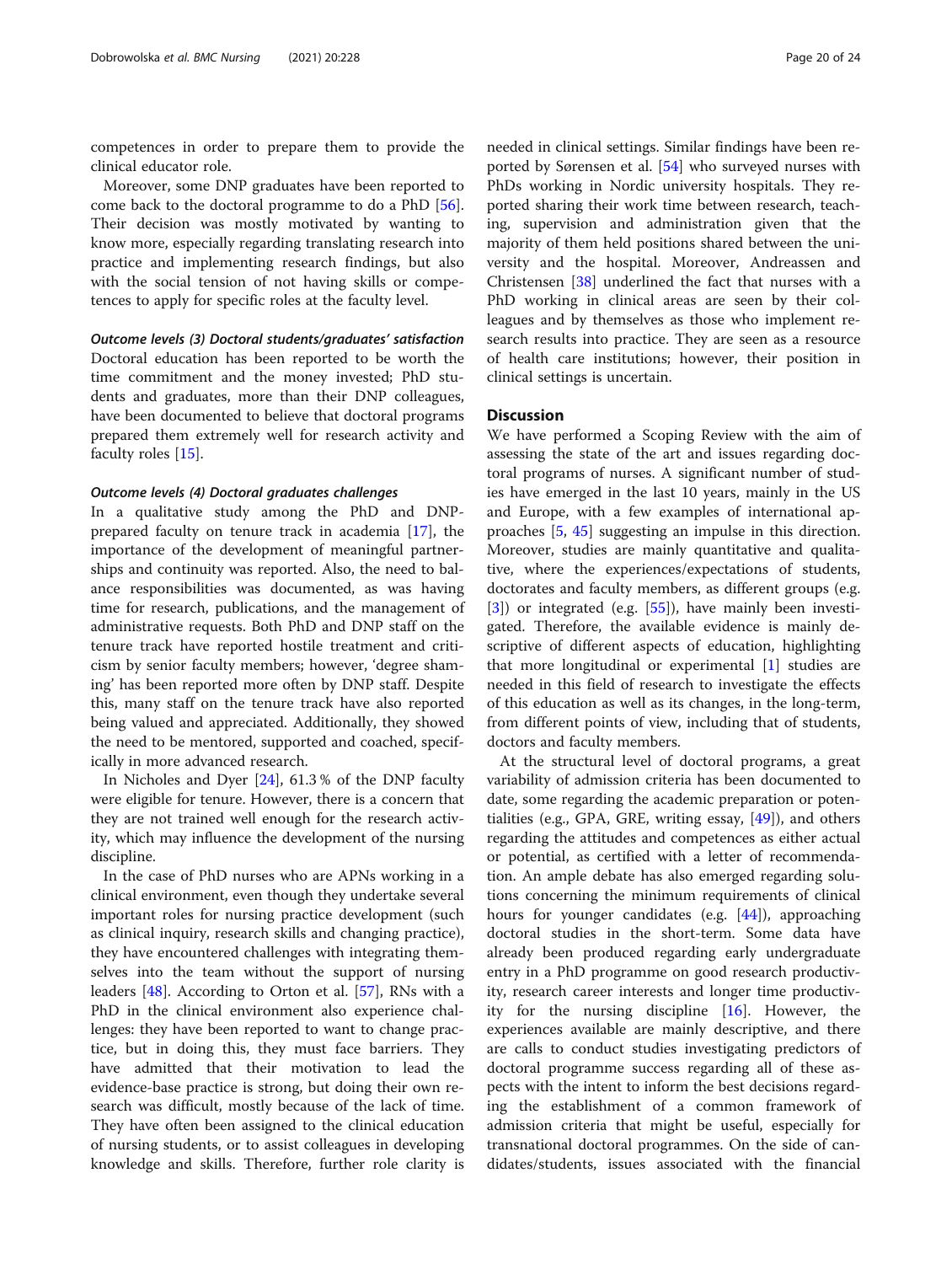competences in order to prepare them to provide the clinical educator role.

Moreover, some DNP graduates have been reported to come back to the doctoral programme to do a PhD [56]. Their decision was mostly motivated by wanting to know more, especially regarding translating research into practice and implementing research findings, but also with the social tension of not having skills or competences to apply for specific roles at the faculty level.

#### *Outcome levels (3) Doctoral students/graduates' satisfaction*

Doctoral education has been reported to be worth the time commitment and the money invested; PhD students and graduates, more than their DNP colleagues, have been documented to believe that doctoral programs prepared them extremely well for research activity and faculty roles [15].

#### *Outcome levels (4) Doctoral graduates challenges*

In a qualitative study among the PhD and DNP-prepared faculty on tenure track in academia [17], the importance of the development of meaningful partnerships and continuity was reported. Also, the need to balance responsibilities was documented, as was having time for research, publications, and the management of administrative requests. Both PhD and DNP staff on the tenure track have reported hostile treatment and criticism by senior faculty members; however, 'degree shaming' has been reported more often by DNP staff. Despite this, many staff on the tenure track have also reported being valued and appreciated. Additionally, they showed the need to be mentored, supported and coached, specifically in more advanced research.

In Nicholes and Dyer [24], 61.3 % of the DNP faculty were eligible for tenure. However, there is a concern that they are not trained well enough for the research activity, which may influence the development of the nursing discipline.

In the case of PhD nurses who are APNs working in a clinical environment, even though they undertake several important roles for nursing practice development (such as clinical inquiry, research skills and changing practice), they have encountered challenges with integrating themselves into the team without the support of nursing leaders [48]. According to Orton et al. [57], RNs with a PhD in the clinical environment also experience challenges: they have been reported to want to change practice, but in doing this, they must face barriers. They have admitted that their motivation to lead the evidence-base practice is strong, but doing their own research was difficult, mostly because of the lack of time. They have often been assigned to the clinical education of nursing students, or to assist colleagues in developing knowledge and skills. Therefore, further role clarity is needed in clinical settings. Similar findings have been reported by Sørensen et al. [54] who surveyed nurses with PhDs working in Nordic university hospitals. They reported sharing their work time between research, teaching, supervision and administration given that the majority of them held positions shared between the university and the hospital. Moreover, Andreassen and Christensen [38] underlined the fact that nurses with a PhD working in clinical areas are seen by their colleagues and by themselves as those who implement research results into practice. They are seen as a resource of health care institutions; however, their position in clinical settings is uncertain.

## Discussion

We have performed a Scoping Review with the aim of assessing the state of the art and issues regarding doctoral programs of nurses. A significant number of studies have emerged in the last 10 years, mainly in the US and Europe, with a few examples of international approaches [5, 45] suggesting an impulse in this direction. Moreover, studies are mainly quantitative and qualitative, where the experiences/expectations of students, doctorates and faculty members, as different groups (e.g. [3]) or integrated (e.g. [55]), have mainly been investigated. Therefore, the available evidence is mainly descriptive of different aspects of education, highlighting that more longitudinal or experimental [1] studies are needed in this field of research to investigate the effects of this education as well as its changes, in the long-term, from different points of view, including that of students, doctors and faculty members.

At the structural level of doctoral programs, a great variability of admission criteria has been documented to date, some regarding the academic preparation or potentialities (e.g., GPA, GRE, writing essay, [49]), and others regarding the attitudes and competences as either actual or potential, as certified with a letter of recommendation. An ample debate has also emerged regarding solutions concerning the minimum requirements of clinical hours for younger candidates (e.g. [44]), approaching doctoral studies in the short-term. Some data have already been produced regarding early undergraduate entry in a PhD programme on good research productivity, research career interests and longer time productivity for the nursing discipline [16]. However, the experiences available are mainly descriptive, and there are calls to conduct studies investigating predictors of doctoral programme success regarding all of these aspects with the intent to inform the best decisions regarding the establishment of a common framework of admission criteria that might be useful, especially for transnational doctoral programmes. On the side of candidates/students, issues associated with the financial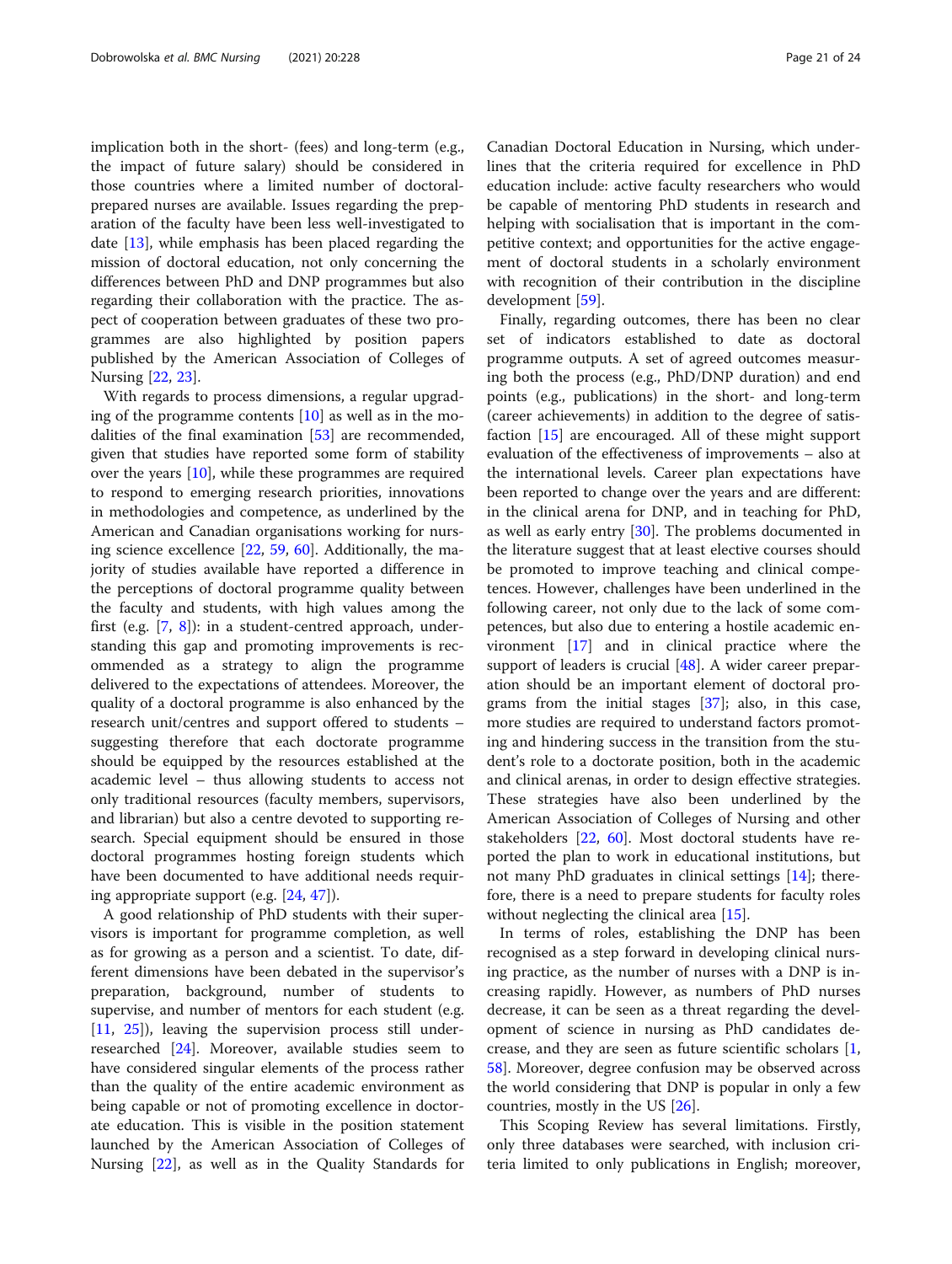implication both in the short- (fees) and long-term (e.g., the impact of future salary) should be considered in those countries where a limited number of doctoral-prepared nurses are available. Issues regarding the preparation of the faculty have been less well-investigated to date [13], while emphasis has been placed regarding the mission of doctoral education, not only concerning the differences between PhD and DNP programmes but also regarding their collaboration with the practice. The aspect of cooperation between graduates of these two programmes are also highlighted by position papers published by the American Association of Colleges of Nursing [22, 23].

With regards to process dimensions, a regular upgrading of the programme contents [10] as well as in the modalities of the final examination [53] are recommended, given that studies have reported some form of stability over the years [10], while these programmes are required to respond to emerging research priorities, innovations in methodologies and competence, as underlined by the American and Canadian organisations working for nursing science excellence [22, 59, 60]. Additionally, the majority of studies available have reported a difference in the perceptions of doctoral programme quality between the faculty and students, with high values among the first (e.g. [7, 8]): in a student-centred approach, understanding this gap and promoting improvements is recommended as a strategy to align the programme delivered to the expectations of attendees. Moreover, the quality of a doctoral programme is also enhanced by the research unit/centres and support offered to students – suggesting therefore that each doctorate programme should be equipped by the resources established at the academic level – thus allowing students to access not only traditional resources (faculty members, supervisors, and librarian) but also a centre devoted to supporting research. Special equipment should be ensured in those doctoral programmes hosting foreign students which have been documented to have additional needs requiring appropriate support (e.g. [24, 47]).

A good relationship of PhD students with their supervisors is important for programme completion, as well as for growing as a person and a scientist. To date, different dimensions have been debated in the supervisor's preparation, background, number of students to supervise, and number of mentors for each student (e.g. [11, 25]), leaving the supervision process still under-researched [24]. Moreover, available studies seem to have considered singular elements of the process rather than the quality of the entire academic environment as being capable or not of promoting excellence in doctorate education. This is visible in the position statement launched by the American Association of Colleges of Nursing [22], as well as in the Quality Standards for Canadian Doctoral Education in Nursing, which underlines that the criteria required for excellence in PhD education include: active faculty researchers who would be capable of mentoring PhD students in research and helping with socialisation that is important in the competitive context; and opportunities for the active engagement of doctoral students in a scholarly environment with recognition of their contribution in the discipline development [59].

Finally, regarding outcomes, there has been no clear set of indicators established to date as doctoral programme outputs. A set of agreed outcomes measuring both the process (e.g., PhD/DNP duration) and end points (e.g., publications) in the short- and long-term (career achievements) in addition to the degree of satisfaction [15] are encouraged. All of these might support evaluation of the effectiveness of improvements – also at the international levels. Career plan expectations have been reported to change over the years and are different: in the clinical arena for DNP, and in teaching for PhD, as well as early entry [30]. The problems documented in the literature suggest that at least elective courses should be promoted to improve teaching and clinical competences. However, challenges have been underlined in the following career, not only due to the lack of some competences, but also due to entering a hostile academic environment [17] and in clinical practice where the support of leaders is crucial [48]. A wider career preparation should be an important element of doctoral programs from the initial stages [37]; also, in this case, more studies are required to understand factors promoting and hindering success in the transition from the student's role to a doctorate position, both in the academic and clinical arenas, in order to design effective strategies. These strategies have also been underlined by the American Association of Colleges of Nursing and other stakeholders [22, 60]. Most doctoral students have reported the plan to work in educational institutions, but not many PhD graduates in clinical settings [14]; therefore, there is a need to prepare students for faculty roles without neglecting the clinical area [15].

In terms of roles, establishing the DNP has been recognised as a step forward in developing clinical nursing practice, as the number of nurses with a DNP is increasing rapidly. However, as numbers of PhD nurses decrease, it can be seen as a threat regarding the development of science in nursing as PhD candidates decrease, and they are seen as future scientific scholars [1, 58]. Moreover, degree confusion may be observed across the world considering that DNP is popular in only a few countries, mostly in the US [26].

This Scoping Review has several limitations. Firstly, only three databases were searched, with inclusion criteria limited to only publications in English; moreover,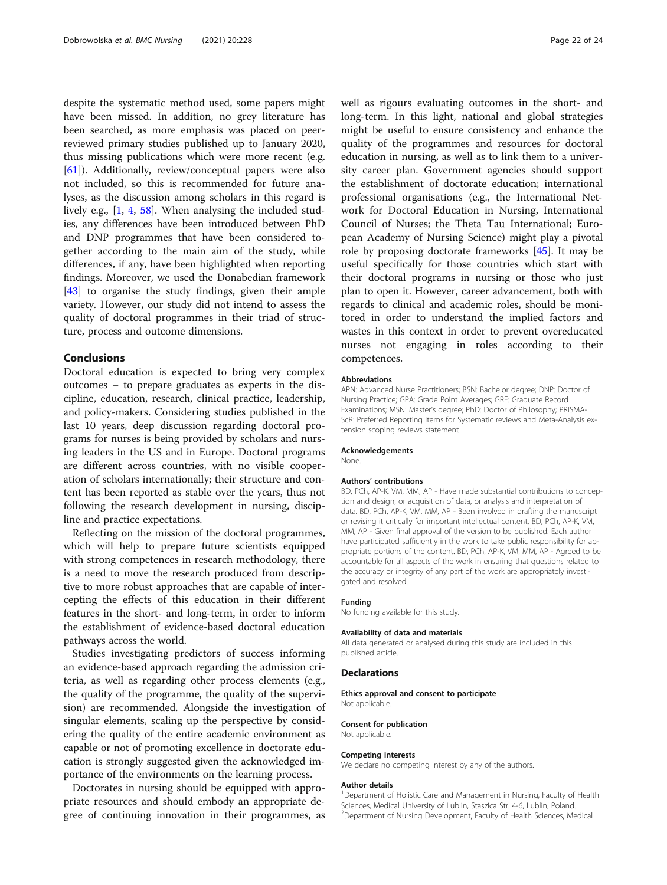despite the systematic method used, some papers might have been missed. In addition, no grey literature has been searched, as more emphasis was placed on peer-reviewed primary studies published up to January 2020, thus missing publications which were more recent (e.g. [61]). Additionally, review/conceptual papers were also not included, so this is recommended for future analyses, as the discussion among scholars in this regard is lively e.g., [1, 4, 58]. When analysing the included studies, any differences have been introduced between PhD and DNP programmes that have been considered together according to the main aim of the study, while differences, if any, have been highlighted when reporting findings. Moreover, we used the Donabedian framework [43] to organise the study findings, given their ample variety. However, our study did not intend to assess the quality of doctoral programmes in their triad of structure, process and outcome dimensions.

## Conclusions

Doctoral education is expected to bring very complex outcomes – to prepare graduates as experts in the discipline, education, research, clinical practice, leadership, and policy-makers. Considering studies published in the last 10 years, deep discussion regarding doctoral programs for nurses is being provided by scholars and nursing leaders in the US and in Europe. Doctoral programs are different across countries, with no visible cooperation of scholars internationally; their structure and content has been reported as stable over the years, thus not following the research development in nursing, discipline and practice expectations.

Reflecting on the mission of the doctoral programmes, which will help to prepare future scientists equipped with strong competences in research methodology, there is a need to move the research produced from descriptive to more robust approaches that are capable of intercepting the effects of this education in their different features in the short- and long-term, in order to inform the establishment of evidence-based doctoral education pathways across the world.

Studies investigating predictors of success informing an evidence-based approach regarding the admission criteria, as well as regarding other process elements (e.g., the quality of the programme, the quality of the supervision) are recommended. Alongside the investigation of singular elements, scaling up the perspective by considering the quality of the entire academic environment as capable or not of promoting excellence in doctorate education is strongly suggested given the acknowledged importance of the environments on the learning process.

Doctorates in nursing should be equipped with appropriate resources and should embody an appropriate degree of continuing innovation in their programmes, as well as rigours evaluating outcomes in the short- and long-term. In this light, national and global strategies might be useful to ensure consistency and enhance the quality of the programmes and resources for doctoral education in nursing, as well as to link them to a university career plan. Government agencies should support the establishment of doctorate education; international professional organisations (e.g., the International Network for Doctoral Education in Nursing, International Council of Nurses; the Theta Tau International; European Academy of Nursing Science) might play a pivotal role by proposing doctorate frameworks [45]. It may be useful specifically for those countries which start with their doctoral programs in nursing or those who just plan to open it. However, career advancement, both with regards to clinical and academic roles, should be monitored in order to understand the implied factors and wastes in this context in order to prevent overeducated nurses not engaging in roles according to their competences.

#### Abbreviations

APN: Advanced Nurse Practitioners; BSN: Bachelor degree; DNP: Doctor of Nursing Practice; GPA: Grade Point Averages; GRE: Graduate Record Examinations; MSN: Master's degree; PhD: Doctor of Philosophy; PRISMA-ScR: Preferred Reporting Items for Systematic reviews and Meta-Analysis extension scoping reviews statement

#### Acknowledgements

None.

#### Authors' contributions

BD, PCh, AP-K, VM, MM, AP - Have made substantial contributions to conception and design, or acquisition of data, or analysis and interpretation of data. BD, PCh, AP-K, VM, MM, AP - Been involved in drafting the manuscript or revising it critically for important intellectual content. BD, PCh, AP-K, VM, MM, AP - Given final approval of the version to be published. Each author have participated sufficiently in the work to take public responsibility for appropriate portions of the content. BD, PCh, AP-K, VM, MM, AP - Agreed to be accountable for all aspects of the work in ensuring that questions related to the accuracy or integrity of any part of the work are appropriately investigated and resolved.

#### Funding

No funding available for this study.

#### Availability of data and materials

All data generated or analysed during this study are included in this published article.

### Declarations

#### Ethics approval and consent to participate

Not applicable.

#### Consent for publication

Not applicable.

#### Competing interests

We declare no competing interest by any of the authors.

#### Author details

[1]Department of Holistic Care and Management in Nursing, Faculty of Health Sciences, Medical University of Lublin, Staszica Str. 4-6, Lublin, Poland. [2]Department of Nursing Development, Faculty of Health Sciences, Medical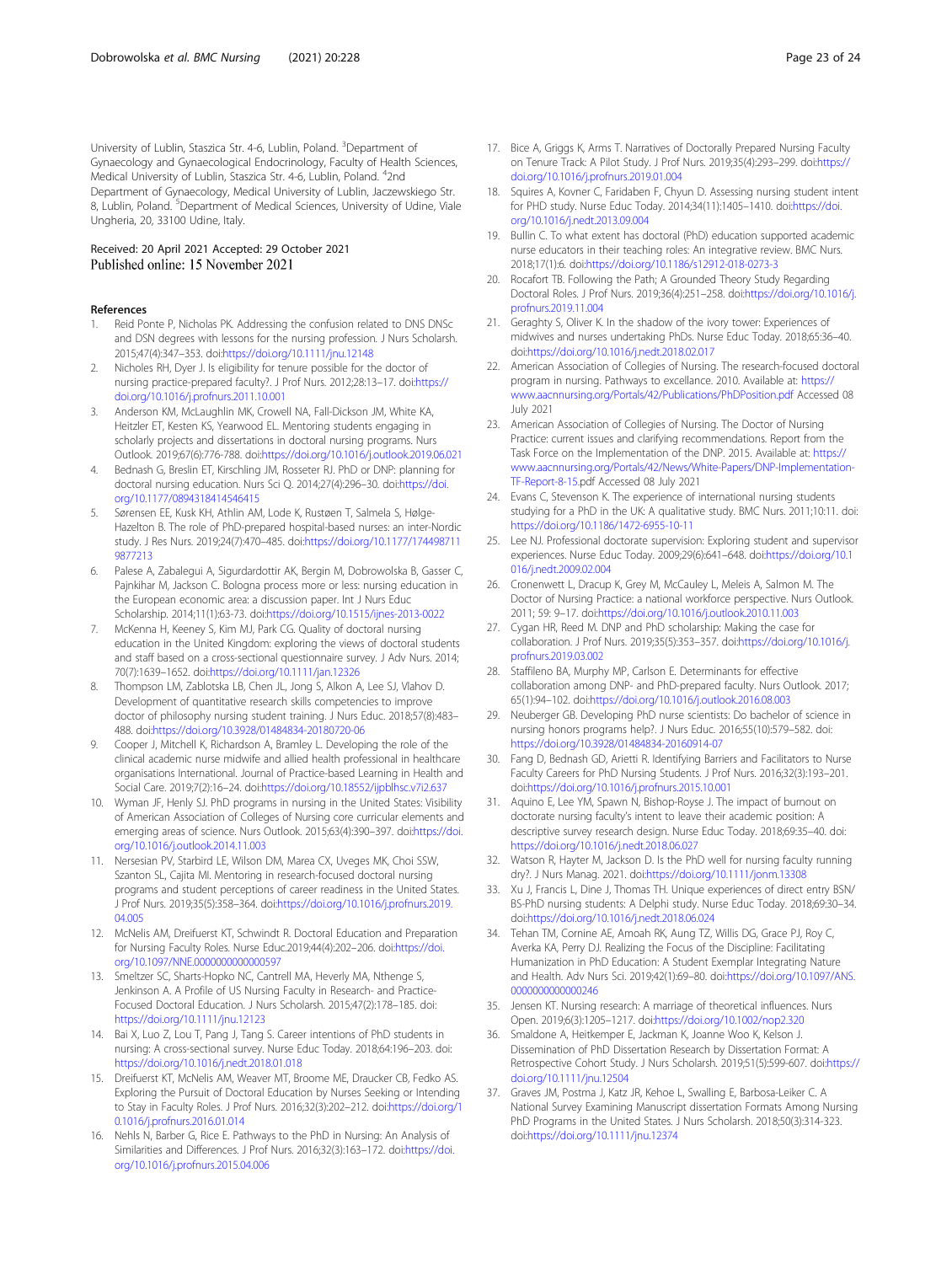University of Lublin, Staszica Str. 4-6, Lublin, Poland. [3]Department of Gynaecology and Gynaecological Endocrinology, Faculty of Health Sciences, Medical University of Lublin, Staszica Str. 4-6, Lublin, Poland. [4]2nd Department of Gynaecology, Medical University of Lublin, Jaczewskiego Str. 8, Lublin, Poland. [5]Department of Medical Sciences, University of Udine, Viale Ungheria, 20, 33100 Udine, Italy.

Received: 20 April 2021 Accepted: 29 October 2021
Published online: 15 November 2021

## References

1. Reid Ponte P, Nicholas PK. Addressing the confusion related to DNS DNSc and DSN degrees with lessons for the nursing profession. J Nurs Scholarsh. 2015;47(4):347–353. doi:https://doi.org/10.1111/jnu.12148
2. Nicholes RH, Dyer J. Is eligibility for tenure possible for the doctor of nursing practice-prepared faculty?. J Prof Nurs. 2012;28:13–17. doi:https://doi.org/10.1016/j.profnurs.2011.10.001
3. Anderson KM, McLaughlin MK, Crowell NA, Fall-Dickson JM, White KA, Heitzler ET, Kesten KS, Yearwood EL. Mentoring students engaging in scholarly projects and dissertations in doctoral nursing programs. Nurs Outlook. 2019;67(6):776-788. doi:https://doi.org/10.1016/j.outlook.2019.06.021
4. Bednash G, Breslin ET, Kirschling JM, Rosseter RJ. PhD or DNP: planning for doctoral nursing education. Nurs Sci Q. 2014;27(4):296–30. doi:https://doi.org/10.1177/0894318414546415
5. Sørensen EE, Kusk KH, Athlin AM, Lode K, Rustøen T, Salmela S, Hølge-Hazelton B. The role of PhD-prepared hospital-based nurses: an inter-Nordic study. J Res Nurs. 2019;24(7):470–485. doi:https://doi.org/10.1177/1744987119877213
6. Palese A, Zabalegui A, Sigurdardottir AK, Bergin M, Dobrowolska B, Gasser C, Pajnkihar M, Jackson C. Bologna process more or less: nursing education in the European economic area: a discussion paper. Int J Nurs Educ Scholarship. 2014;11(1):63-73. doi:https://doi.org/10.1515/ijnes-2013-0022
7. McKenna H, Keeney S, Kim MJ, Park CG. Quality of doctoral nursing education in the United Kingdom: exploring the views of doctoral students and staff based on a cross-sectional questionnaire survey. J Adv Nurs. 2014; 70(7):1639–1652. doi:https://doi.org/10.1111/jan.12326
8. Thompson LM, Zablotska LB, Chen JL, Jong S, Alkon A, Lee SJ, Vlahov D. Development of quantitative research skills competencies to improve doctor of philosophy nursing student training. J Nurs Educ. 2018;57(8):483–488. doi:https://doi.org/10.3928/01484834-20180720-06
9. Cooper J, Mitchell K, Richardson A, Bramley L. Developing the role of the clinical academic nurse midwife and allied health professional in healthcare organisations International. Journal of Practice-based Learning in Health and Social Care. 2019;7(2):16–24. doi:https://doi.org/10.18552/ijpblhsc.v7i2.637
10. Wyman JF, Henly SJ. PhD programs in nursing in the United States: Visibility of American Association of Colleges of Nursing core curricular elements and emerging areas of science. Nurs Outlook. 2015;63(4):390–397. doi:https://doi.org/10.1016/j.outlook.2014.11.003
11. Nersesian PV, Starbird LE, Wilson DM, Marea CX, Uveges MK, Choi SSW, Szanton SL, Cajita MI. Mentoring in research-focused doctoral nursing programs and student perceptions of career readiness in the United States. J Prof Nurs. 2019;35(5):358–364. doi:https://doi.org/10.1016/j.profnurs.2019.04.005
12. McNelis AM, Dreifuerst KT, Schwindt R. Doctoral Education and Preparation for Nursing Faculty Roles. Nurse Educ.2019;44(4):202–206. doi:https://doi.org/10.1097/NNE.0000000000000597
13. Smeltzer SC, Sharts-Hopko NC, Cantrell MA, Heverly MA, Nthenge S, Jenkinson A. A Profile of US Nursing Faculty in Research- and Practice-Focused Doctoral Education. J Nurs Scholarsh. 2015;47(2):178–185. doi: https://doi.org/10.1111/jnu.12123
14. Bai X, Luo Z, Lou T, Pang J, Tang S. Career intentions of PhD students in nursing: A cross-sectional survey. Nurse Educ Today. 2018;64:196–203. doi: https://doi.org/10.1016/j.nedt.2018.01.018
15. Dreifuerst KT, McNelis AM, Weaver MT, Broome ME, Draucker CB, Fedko AS. Exploring the Pursuit of Doctoral Education by Nurses Seeking or Intending to Stay in Faculty Roles. J Prof Nurs. 2016;32(3):202–212. doi:https://doi.org/10.1016/j.profnurs.2016.01.014
16. Nehls N, Barber G, Rice E. Pathways to the PhD in Nursing: An Analysis of Similarities and Differences. J Prof Nurs. 2016;32(3):163–172. doi:https://doi.org/10.1016/j.profnurs.2015.04.006
17. Bice A, Griggs K, Arms T. Narratives of Doctorally Prepared Nursing Faculty on Tenure Track: A Pilot Study. J Prof Nurs. 2019;35(4):293–299. doi:https://doi.org/10.1016/j.profnurs.2019.01.004
18. Squires A, Kovner C, Faridaben F, Chyun D. Assessing nursing student intent for PHD study. Nurse Educ Today. 2014;34(11):1405–1410. doi:https://doi.org/10.1016/j.nedt.2013.09.004
19. Bullin C. To what extent has doctoral (PhD) education supported academic nurse educators in their teaching roles: An integrative review. BMC Nurs. 2018;17(1):6. doi:https://doi.org/10.1186/s12912-018-0273-3
20. Rocafort TB. Following the Path; A Grounded Theory Study Regarding Doctoral Roles. J Prof Nurs. 2019;36(4):251–258. doi:https://doi.org/10.1016/j.profnurs.2019.11.004
21. Geraghty S, Oliver K. In the shadow of the ivory tower: Experiences of midwives and nurses undertaking PhDs. Nurse Educ Today. 2018;65:36–40. doi:https://doi.org/10.1016/j.nedt.2018.02.017
22. American Association of Colleges of Nursing. The research-focused doctoral program in nursing. Pathways to excellance. 2010. Available at: https://www.aacnnursing.org/Portals/42/Publications/PhDPosition.pdf Accessed 08 July 2021
23. American Association of Colleges of Nursing. The Doctor of Nursing Practice: current issues and clarifying recommendations. Report from the Task Force on the Implementation of the DNP. 2015. Available at: https://www.aacnnursing.org/Portals/42/News/White-Papers/DNP-Implementation-TF-Report-8-15.pdf Accessed 08 July 2021
24. Evans C, Stevenson K. The experience of international nursing students studying for a PhD in the UK: A qualitative study. BMC Nurs. 2011;10:11. doi: https://doi.org/10.1186/1472-6955-10-11
25. Lee NJ. Professional doctorate supervision: Exploring student and supervisor experiences. Nurse Educ Today. 2009;29(6):641–648. doi:https://doi.org/10.1016/j.nedt.2009.02.004
26. Cronenwett L, Dracup K, Grey M, McCauley L, Meleis A, Salmon M. The Doctor of Nursing Practice: a national workforce perspective. Nurs Outlook. 2011; 59: 9–17. doi:https://doi.org/10.1016/j.outlook.2010.11.003
27. Cygan HR, Reed M. DNP and PhD scholarship: Making the case for collaboration. J Prof Nurs. 2019;35(5):353–357. doi:https://doi.org/10.1016/j.profnurs.2019.03.002
28. Staffileno BA, Murphy MP, Carlson E. Determinants for effective collaboration among DNP- and PhD-prepared faculty. Nurs Outlook. 2017; 65(1):94–102. doi:https://doi.org/10.1016/j.outlook.2016.08.003
29. Neuberger GB. Developing PhD nurse scientists: Do bachelor of science in nursing honors programs help?. J Nurs Educ. 2016;55(10):579–582. doi: https://doi.org/10.3928/01484834-20160914-07
30. Fang D, Bednash GD, Arietti R. Identifying Barriers and Facilitators to Nurse Faculty Careers for PhD Nursing Students. J Prof Nurs. 2016;32(3):193–201. doi:https://doi.org/10.1016/j.profnurs.2015.10.001
31. Aquino E, Lee YM, Spawn N, Bishop-Royse J. The impact of burnout on doctorate nursing faculty's intent to leave their academic position: A descriptive survey research design. Nurse Educ Today. 2018;69:35–40. doi: https://doi.org/10.1016/j.nedt.2018.06.027
32. Watson R, Hayter M, Jackson D. Is the PhD well for nursing faculty running dry?. J Nurs Manag. 2021. doi:https://doi.org/10.1111/jonm.13308
33. Xu J, Francis L, Dine J, Thomas TH. Unique experiences of direct entry BSN/BS-PhD nursing students: A Delphi study. Nurse Educ Today. 2018;69:30–34. doi:https://doi.org/10.1016/j.nedt.2018.06.024
34. Tehan TM, Cornine AE, Amoah RK, Aung TZ, Willis DG, Grace PJ, Roy C, Averka KA, Perry DJ. Realizing the Focus of the Discipline: Facilitating Humanization in PhD Education: A Student Exemplar Integrating Nature and Health. Adv Nurs Sci. 2019;42(1):69–80. doi:https://doi.org/10.1097/ANS.0000000000000246
35. Jensen KT. Nursing research: A marriage of theoretical influences. Nurs Open. 2019;6(3):1205–1217. doi:https://doi.org/10.1002/nop2.320
36. Smaldone A, Heitkemper E, Jackman K, Joanne Woo K, Kelson J. Dissemination of PhD Dissertation Research by Dissertation Format: A Retrospective Cohort Study. J Nurs Scholarsh. 2019;51(5):599-607. doi:https://doi.org/10.1111/jnu.12504
37. Graves JM, Postma J, Katz JR, Kehoe L, Swalling E, Barbosa-Leiker C. A National Survey Examining Manuscript dissertation Formats Among Nursing PhD Programs in the United States. J Nurs Scholarsh. 2018;50(3):314-323. doi:https://doi.org/10.1111/jnu.12374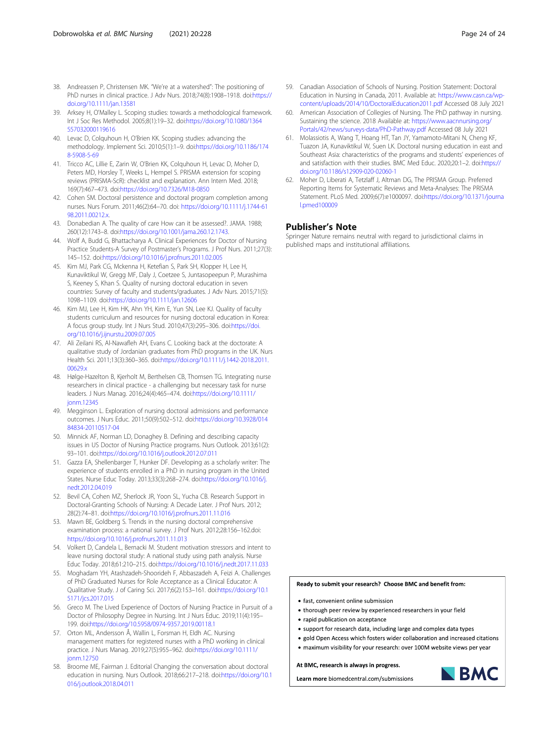38. Andreassen P, Christensen MK. "We're at a watershed": The positioning of PhD nurses in clinical practice. J Adv Nurs. 2018;74(8):1908–1918. doi:https://doi.org/10.1111/jan.13581
39. Arksey H, O'Malley L. Scoping studies: towards a methodological framework. Int J Soc Res Methodol. 2005;8(1):19–32. doi:https://doi.org/10.1080/1364557032000119616
40. Levac D, Colquhoun H, O'Brien KK. Scoping studies: advancing the methodology. Implement Sci. 2010;5(1):1–9. doi:https://doi.org/10.1186/1748-5908-5-69
41. Tricco AC, Lillie E, Zarin W, O'Brien KK, Colquhoun H, Levac D, Moher D, Peters MD, Horsley T, Weeks L, Hempel S. PRISMA extension for scoping reviews (PRISMA-ScR): checklist and explanation. Ann Intern Med. 2018; 169(7):467–473. doi:https://doi.org/10.7326/M18-0850
42. Cohen SM. Doctoral persistence and doctoral program completion among nurses. Nurs Forum. 2011;46(2):64–70. doi: https://doi.org/10.1111/j.1744-6198.2011.00212.x.
43. Donabedian A. The quality of care How can it be assessed?. JAMA. 1988; 260(12):1743–8. doi:https://doi.org/10.1001/jama.260.12.1743.
44. Wolf A, Budd G, Bhattacharya A. Clinical Experiences for Doctor of Nursing Practice Students-A Survey of Postmaster's Programs. J Prof Nurs. 2011;27(3): 145–152. doi:https://doi.org/10.1016/j.profnurs.2011.02.005
45. Kim MJ, Park CG, Mckenna H, Ketefian S, Park SH, Klopper H, Lee H, Kunaviktikul W, Gregg MF, Daly J, Coetzee S, Juntasopeepun P, Murashima S, Keeney S, Khan S. Quality of nursing doctoral education in seven countries: Survey of faculty and students/graduates. J Adv Nurs. 2015;71(5): 1098–1109. doi:https://doi.org/10.1111/jan.12606
46. Kim MJ, Lee H, Kim HK, Ahn YH, Kim E, Yun SN, Lee KJ. Quality of faculty students curriculum and resources for nursing doctoral education in Korea: A focus group study. Int J Nurs Stud. 2010;47(3):295–306. doi:https://doi.org/10.1016/j.ijnurstu.2009.07.005
47. Ali Zeilani RS, Al-Nawafleh AH, Evans C. Looking back at the doctorate: A qualitative study of Jordanian graduates from PhD programs in the UK. Nurs Health Sci. 2011;13(3):360–365. doi:https://doi.org/10.1111/j.1442-2018.2011.00629.x
48. Hølge-Hazelton B, Kjerholt M, Berthelsen CB, Thomsen TG. Integrating nurse researchers in clinical practice - a challenging but necessary task for nurse leaders. J Nurs Manag. 2016;24(4):465–474. doi:https://doi.org/10.1111/jonm.12345
49. Megginson L. Exploration of nursing doctoral admissions and performance outcomes. J Nurs Educ. 2011;50(9):502–512. doi:https://doi.org/10.3928/01484834-20110517-04
50. Minnick AF, Norman LD, Donaghey B. Defining and describing capacity issues in US Doctor of Nursing Practice programs. Nurs Outlook. 2013;61(2): 93–101. doi:https://doi.org/10.1016/j.outlook.2012.07.011
51. Gazza EA, Shellenbarger T, Hunker DF. Developing as a scholarly writer: The experience of students enrolled in a PhD in nursing program in the United States. Nurse Educ Today. 2013;33(3):268–274. doi:https://doi.org/10.1016/j.nedt.2012.04.019
52. Bevil CA, Cohen MZ, Sherlock JR, Yoon SL, Yucha CB. Research Support in Doctoral-Granting Schools of Nursing: A Decade Later. J Prof Nurs. 2012; 28(2):74–81. doi:https://doi.org/10.1016/j.profnurs.2011.11.016
53. Mawn BE, Goldberg S. Trends in the nursing doctoral comprehensive examination process: a national survey. J Prof Nurs. 2012;28:156–162.doi: https://doi.org/10.1016/j.profnurs.2011.11.013
54. Volkert D, Candela L, Bernacki M. Student motivation stressors and intent to leave nursing doctoral study: A national study using path analysis. Nurse Educ Today. 2018;61:210–215. doi:https://doi.org/10.1016/j.nedt.2017.11.033
55. Moghadam YH, Atashzadeh-Shoorideh F, Abbaszadeh A, Feizi A. Challenges of PhD Graduated Nurses for Role Acceptance as a Clinical Educator: A Qualitative Study. J of Caring Sci. 2017;6(2):153–161. doi:https://doi.org/10.15171/jcs.2017.015
56. Greco M. The Lived Experience of Doctors of Nursing Practice in Pursuit of a Doctor of Philosophy Degree in Nursing. Int J Nurs Educ. 2019;11(4):195–199. doi:https://doi.org/10.5958/0974-9357.2019.00118.1
57. Orton ML, Andersson Å, Wallin L, Forsman H, Eldh AC. Nursing management matters for registered nurses with a PhD working in clinical practice. J Nurs Manag. 2019;27(5):955–962. doi:https://doi.org/10.1111/jonm.12750
58. Broome ME, Fairman J. Editorial Changing the conversation about doctoral education in nursing. Nurs Outlook. 2018;66:217–218. doi:https://doi.org/10.1016/j.outlook.2018.04.011
59. Canadian Association of Schools of Nursing. Position Statement: Doctoral Education in Nursing in Canada, 2011. Available at: https://www.casn.ca/wp-content/uploads/2014/10/DoctoralEducation2011.pdf Accessed 08 July 2021
60. American Association of Colleges of Nursing. The PhD pathway in nursing. Sustaining the science. 2018 Available at: https://www.aacnnursing.org/Portals/42/news/surveys-data/PhD-Pathway.pdf Accessed 08 July 2021
61. Molassiotis A, Wang T, Hoang HT, Tan JY, Yamamoto-Mitani N, Cheng KF, Tuazon JA, Kunaviktikul W, Suen LK. Doctoral nursing education in east and Southeast Asia: characteristics of the programs and students' experiences of and satisfaction with their studies. BMC Med Educ. 2020;20:1–2. doi:https://doi.org/10.1186/s12909-020-02060-1
62. Moher D, Liberati A, Tetzlaff J, Altman DG, The PRISMA Group. Preferred Reporting Items for Systematic Reviews and Meta-Analyses: The PRISMA Statement. PLoS Med. 2009;6(7):e1000097. doi:https://doi.org/10.1371/journal.pmed100009

## Publisher's Note

Springer Nature remains neutral with regard to jurisdictional claims in published maps and institutional affiliations.

**Ready to submit your research? Choose BMC and benefit from:**

- fast, convenient online submission
- thorough peer review by experienced researchers in your field
- rapid publication on acceptance
- support for research data, including large and complex data types
- gold Open Access which fosters wider collaboration and increased citations
- maximum visibility for your research: over 100M website views per year

**At BMC, research is always in progress.**

**Learn more** biomedcentral.com/submissions

BMC